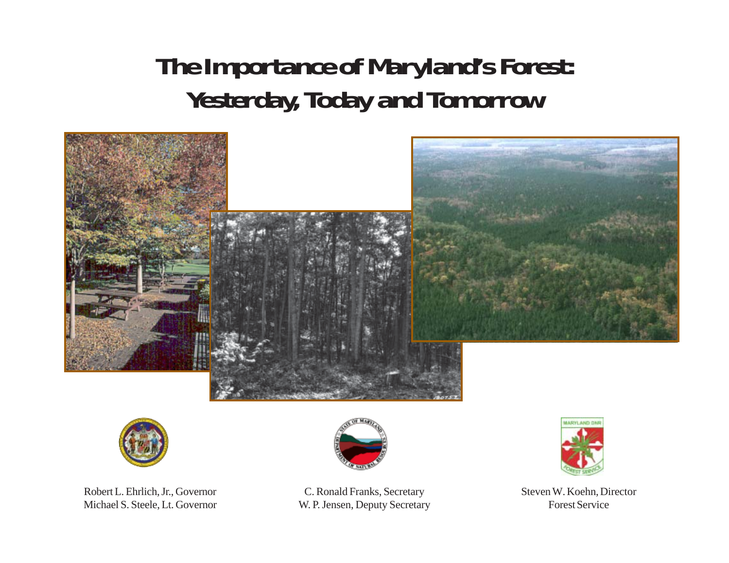# The Importance of Maryland's Forest: Yesterday, Today and Tomorrow

Robert L. Ehrlich, Jr., Governor
Michael S. Steele, Lt. Governor

C. Ronald Franks, Secretary
W. P. Jensen, Deputy Secretary

Steven W. Koehn, Director
Forest Service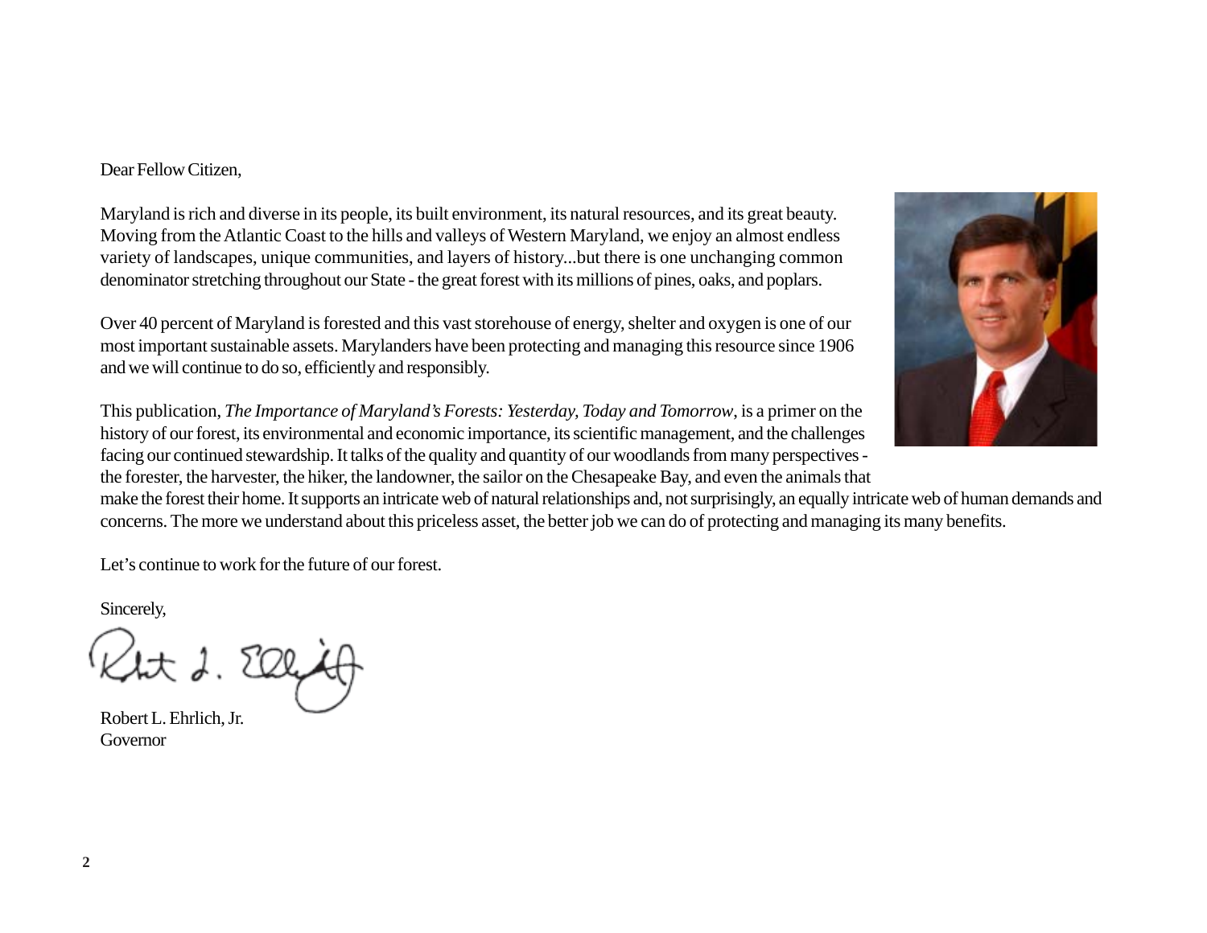Dear Fellow Citizen,

Maryland is rich and diverse in its people, its built environment, its natural resources, and its great beauty. Moving from the Atlantic Coast to the hills and valleys of Western Maryland, we enjoy an almost endless variety of landscapes, unique communities, and layers of history...but there is one unchanging common denominator stretching throughout our State - the great forest with its millions of pines, oaks, and poplars.

Over 40 percent of Maryland is forested and this vast storehouse of energy, shelter and oxygen is one of our most important sustainable assets. Marylanders have been protecting and managing this resource since 1906 and we will continue to do so, efficiently and responsibly.

This publication, *The Importance of Maryland's Forests: Yesterday, Today and Tomorrow*, is a primer on the history of our forest, its environmental and economic importance, its scientific management, and the challenges facing our continued stewardship. It talks of the quality and quantity of our woodlands from many perspectives - the forester, the harvester, the hiker, the landowner, the sailor on the Chesapeake Bay, and even the animals that make the forest their home. It supports an intricate web of natural relationships and, not surprisingly, an equally intricate web of human demands and concerns. The more we understand about this priceless asset, the better job we can do of protecting and managing its many benefits.

Let's continue to work for the future of our forest.

Sincerely,

Robert L. Ehrlich, Jr.
Governor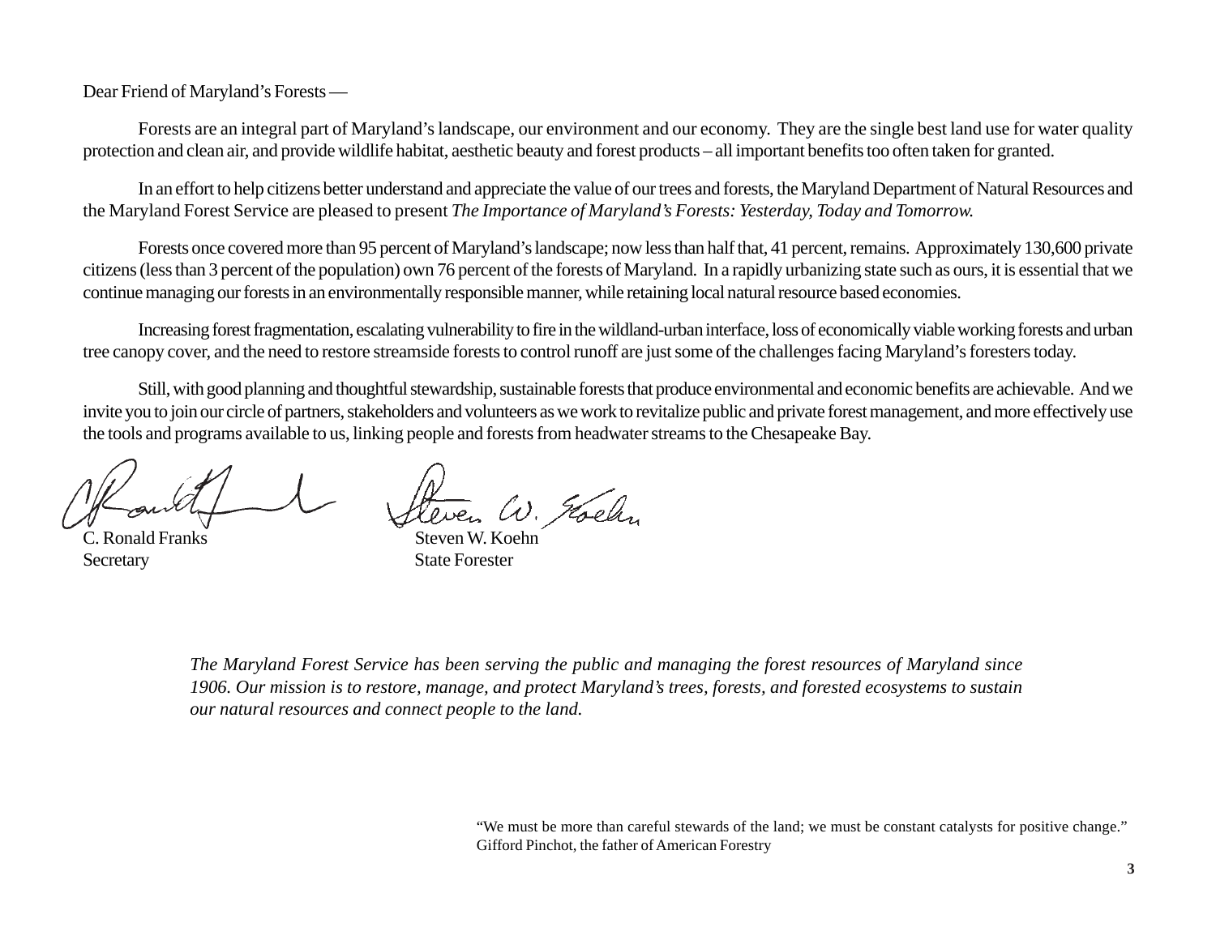Dear Friend of Maryland's Forests —

Forests are an integral part of Maryland's landscape, our environment and our economy. They are the single best land use for water quality protection and clean air, and provide wildlife habitat, aesthetic beauty and forest products – all important benefits too often taken for granted.

In an effort to help citizens better understand and appreciate the value of our trees and forests, the Maryland Department of Natural Resources and the Maryland Forest Service are pleased to present *The Importance of Maryland's Forests: Yesterday, Today and Tomorrow.*

Forests once covered more than 95 percent of Maryland's landscape; now less than half that, 41 percent, remains. Approximately 130,600 private citizens (less than 3 percent of the population) own 76 percent of the forests of Maryland. In a rapidly urbanizing state such as ours, it is essential that we continue managing our forests in an environmentally responsible manner, while retaining local natural resource based economies.

Increasing forest fragmentation, escalating vulnerability to fire in the wildland-urban interface, loss of economically viable working forests and urban tree canopy cover, and the need to restore streamside forests to control runoff are just some of the challenges facing Maryland's foresters today.

Still, with good planning and thoughtful stewardship, sustainable forests that produce environmental and economic benefits are achievable. And we invite you to join our circle of partners, stakeholders and volunteers as we work to revitalize public and private forest management, and more effectively use the tools and programs available to us, linking people and forests from headwater streams to the Chesapeake Bay.

C. Ronald Franks
Secretary

Steven W. Koehn
State Forester

*The Maryland Forest Service has been serving the public and managing the forest resources of Maryland since 1906. Our mission is to restore, manage, and protect Maryland's trees, forests, and forested ecosystems to sustain our natural resources and connect people to the land.*

"We must be more than careful stewards of the land; we must be constant catalysts for positive change."
Gifford Pinchot, the father of American Forestry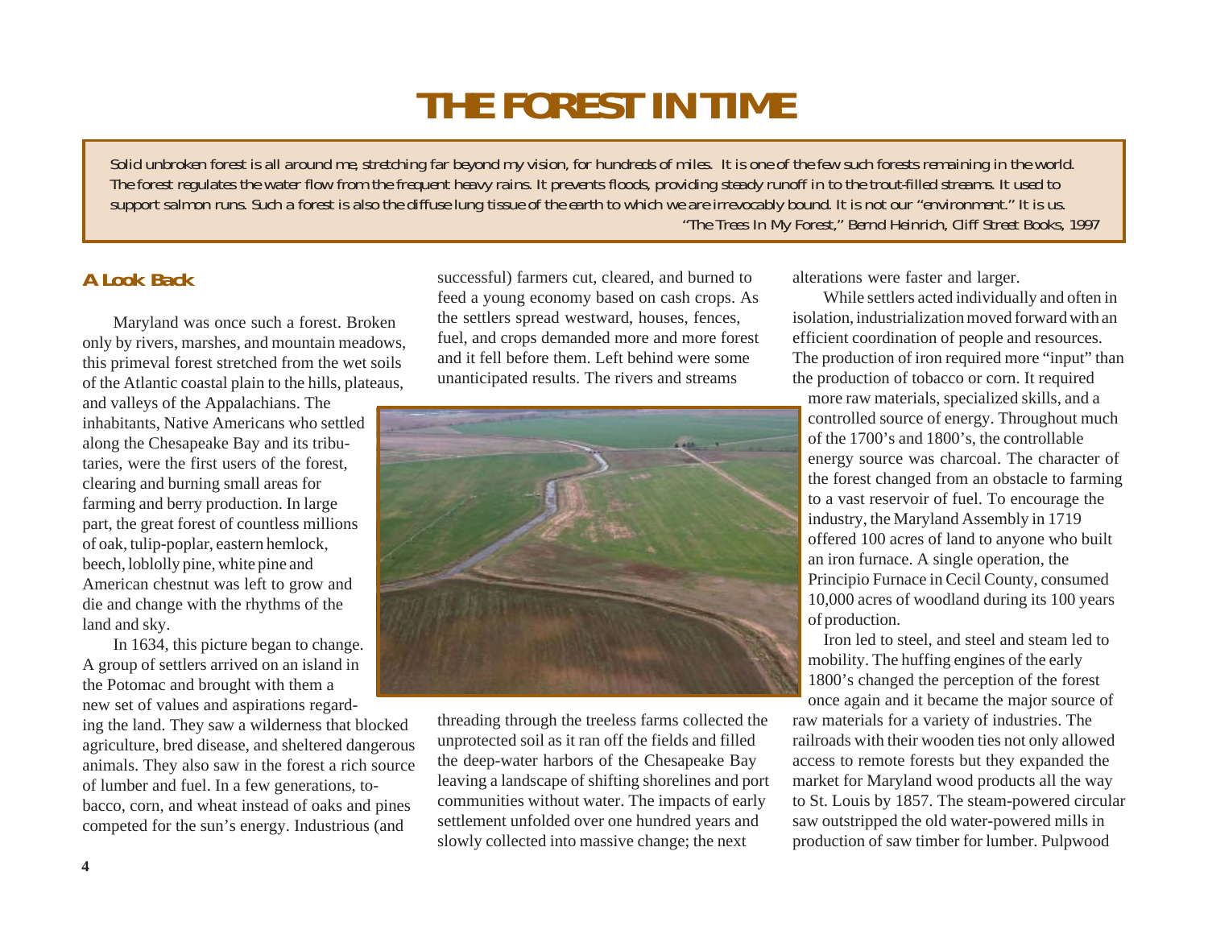# THE FOREST IN TIME

*Solid unbroken forest is all around me, stretching far beyond my vision, for hundreds of miles. It is one of the few such forests remaining in the world. The forest regulates the water flow from the frequent heavy rains. It prevents floods, providing steady runoff in to the trout-filled streams. It used to support salmon runs. Such a forest is also the diffuse lung tissue of the earth to which we are irrevocably bound. It is not our "environment." It is us.*

*"The Trees In My Forest," Bernd Heinrich, Cliff Street Books, 1997*

## A Look Back

Maryland was once such a forest. Broken only by rivers, marshes, and mountain meadows, this primeval forest stretched from the wet soils of the Atlantic coastal plain to the hills, plateaus, and valleys of the Appalachians. The inhabitants, Native Americans who settled along the Chesapeake Bay and its tributaries, were the first users of the forest, clearing and burning small areas for farming and berry production. In large part, the great forest of countless millions of oak, tulip-poplar, eastern hemlock, beech, loblolly pine, white pine and American chestnut was left to grow and die and change with the rhythms of the land and sky.

In 1634, this picture began to change. A group of settlers arrived on an island in the Potomac and brought with them a new set of values and aspirations regarding the land. They saw a wilderness that blocked agriculture, bred disease, and sheltered dangerous animals. They also saw in the forest a rich source of lumber and fuel. In a few generations, tobacco, corn, and wheat instead of oaks and pines competed for the sun's energy. Industrious (and successful) farmers cut, cleared, and burned to feed a young economy based on cash crops. As the settlers spread westward, houses, fences, fuel, and crops demanded more and more forest and it fell before them. Left behind were some unanticipated results. The rivers and streams threading through the treeless farms collected the unprotected soil as it ran off the fields and filled the deep-water harbors of the Chesapeake Bay leaving a landscape of shifting shorelines and port communities without water. The impacts of early settlement unfolded over one hundred years and slowly collected into massive change; the next alterations were faster and larger.

While settlers acted individually and often in isolation, industrialization moved forward with an efficient coordination of people and resources. The production of iron required more "input" than the production of tobacco or corn. It required more raw materials, specialized skills, and a controlled source of energy. Throughout much of the 1700's and 1800's, the controllable energy source was charcoal. The character of the forest changed from an obstacle to farming to a vast reservoir of fuel. To encourage the industry, the Maryland Assembly in 1719 offered 100 acres of land to anyone who built an iron furnace. A single operation, the Principio Furnace in Cecil County, consumed 10,000 acres of woodland during its 100 years of production.

Iron led to steel, and steel and steam led to mobility. The huffing engines of the early 1800's changed the perception of the forest once again and it became the major source of raw materials for a variety of industries. The railroads with their wooden ties not only allowed access to remote forests but they expanded the market for Maryland wood products all the way to St. Louis by 1857. The steam-powered circular saw outstripped the old water-powered mills in production of saw timber for lumber. Pulpwood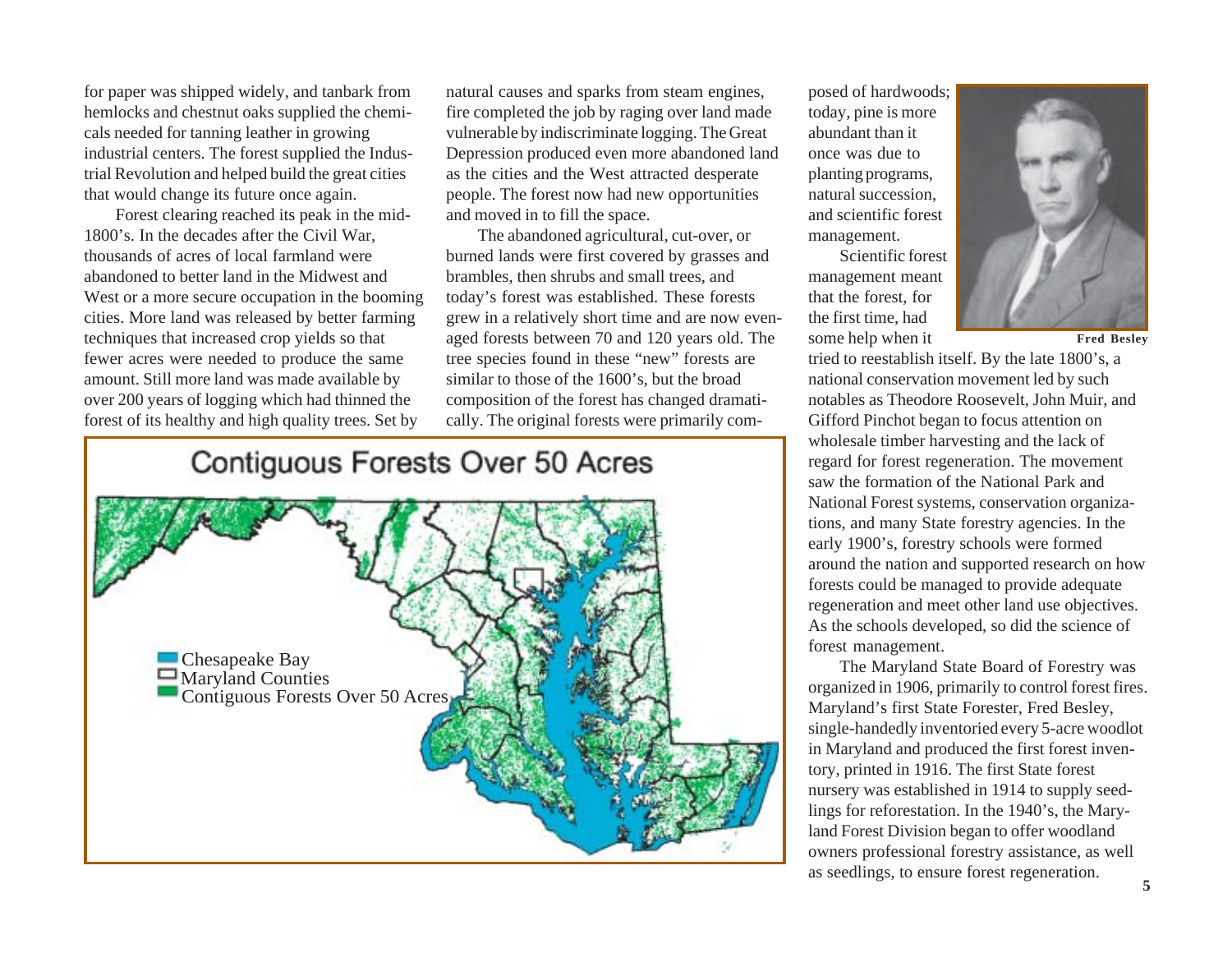for paper was shipped widely, and tanbark from hemlocks and chestnut oaks supplied the chemicals needed for tanning leather in growing industrial centers. The forest supplied the Industrial Revolution and helped build the great cities that would change its future once again.

Forest clearing reached its peak in the mid-1800's. In the decades after the Civil War, thousands of acres of local farmland were abandoned to better land in the Midwest and West or a more secure occupation in the booming cities. More land was released by better farming techniques that increased crop yields so that fewer acres were needed to produce the same amount. Still more land was made available by over 200 years of logging which had thinned the forest of its healthy and high quality trees. Set by natural causes and sparks from steam engines, fire completed the job by raging over land made vulnerable by indiscriminate logging. The Great Depression produced even more abandoned land as the cities and the West attracted desperate people. The forest now had new opportunities and moved in to fill the space.

The abandoned agricultural, cut-over, or burned lands were first covered by grasses and brambles, then shrubs and small trees, and today's forest was established. These forests grew in a relatively short time and are now even-aged forests between 70 and 120 years old. The tree species found in these "new" forests are similar to those of the 1600's, but the broad composition of the forest has changed dramatically. The original forests were primarily composed of hardwoods; today, pine is more abundant than it once was due to planting programs, natural succession, and scientific forest management.

**Contiguous Forests Over 50 Acres**

Chesapeake Bay
Maryland Counties
Contiguous Forests Over 50 Acres

Scientific forest management meant that the forest, for the first time, had some help when it tried to reestablish itself. By the late 1800's, a national conservation movement led by such notables as Theodore Roosevelt, John Muir, and Gifford Pinchot began to focus attention on wholesale timber harvesting and the lack of regard for forest regeneration. The movement saw the formation of the National Park and National Forest systems, conservation organizations, and many State forestry agencies. In the early 1900's, forestry schools were formed around the nation and supported research on how forests could be managed to provide adequate regeneration and meet other land use objectives. As the schools developed, so did the science of forest management.

Fred Besley

The Maryland State Board of Forestry was organized in 1906, primarily to control forest fires. Maryland's first State Forester, Fred Besley, single-handedly inventoried every 5-acre woodlot in Maryland and produced the first forest inventory, printed in 1916. The first State forest nursery was established in 1914 to supply seedlings for reforestation. In the 1940's, the Maryland Forest Division began to offer woodland owners professional forestry assistance, as well as seedlings, to ensure forest regeneration.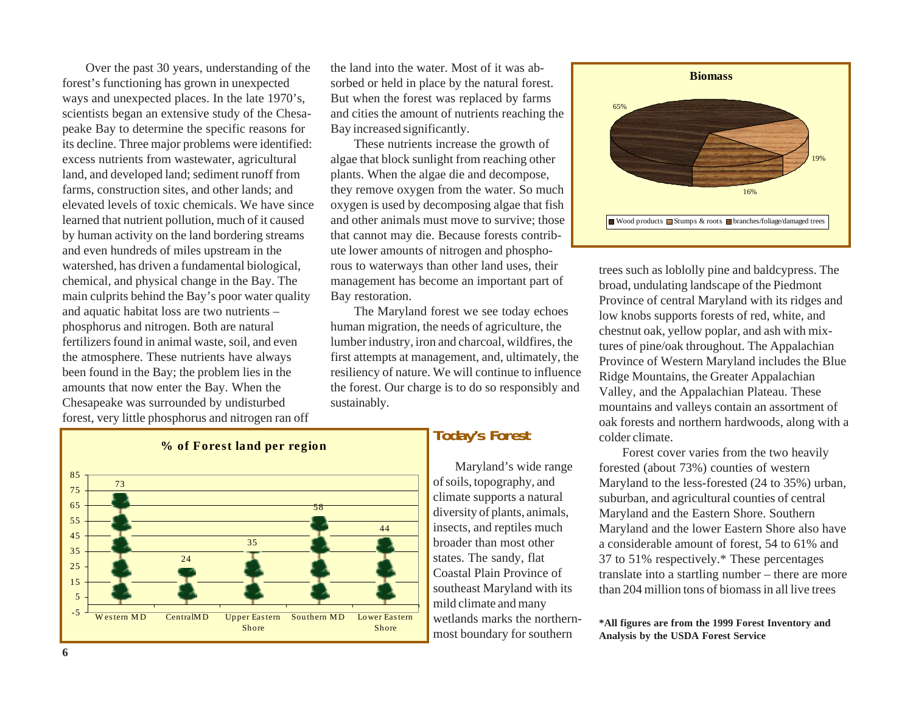Over the past 30 years, understanding of the forest's functioning has grown in unexpected ways and unexpected places. In the late 1970's, scientists began an extensive study of the Chesapeake Bay to determine the specific reasons for its decline. Three major problems were identified: excess nutrients from wastewater, agricultural land, and developed land; sediment runoff from farms, construction sites, and other lands; and elevated levels of toxic chemicals. We have since learned that nutrient pollution, much of it caused by human activity on the land bordering streams and even hundreds of miles upstream in the watershed, has driven a fundamental biological, chemical, and physical change in the Bay. The main culprits behind the Bay's poor water quality and aquatic habitat loss are two nutrients – phosphorus and nitrogen. Both are natural fertilizers found in animal waste, soil, and even the atmosphere. These nutrients have always been found in the Bay; the problem lies in the amounts that now enter the Bay. When the Chesapeake was surrounded by undisturbed forest, very little phosphorus and nitrogen ran off the land into the water. Most of it was absorbed or held in place by the natural forest. But when the forest was replaced by farms and cities the amount of nutrients reaching the Bay increased significantly.

These nutrients increase the growth of algae that block sunlight from reaching other plants. When the algae die and decompose, they remove oxygen from the water. So much oxygen is used by decomposing algae that fish and other animals must move to survive; those that cannot may die. Because forests contribute lower amounts of nitrogen and phosphorous to waterways than other land uses, their management has become an important part of Bay restoration.

The Maryland forest we see today echoes human migration, the needs of agriculture, the lumber industry, iron and charcoal, wildfires, the first attempts at management, and, ultimately, the resiliency of nature. We will continue to influence the forest. Our charge is to do so responsibly and sustainably.

**% of Forest land per region**

| Region | % |
|---|---|
| Western MD | 73 |
| Central MD | 24 |
| Upper Eastern Shore | 35 |
| Southern MD | 58 |
| Lower Eastern Shore | 44 |

## Today's Forest

Maryland's wide range of soils, topography, and climate supports a natural diversity of plants, animals, insects, and reptiles much broader than most other states. The sandy, flat Coastal Plain Province of southeast Maryland with its mild climate and many wetlands marks the northernmost boundary for southern trees such as loblolly pine and baldcypress. The broad, undulating landscape of the Piedmont Province of central Maryland with its ridges and low knobs supports forests of red, white, and chestnut oak, yellow poplar, and ash with mixtures of pine/oak throughout. The Appalachian Province of Western Maryland includes the Blue Ridge Mountains, the Greater Appalachian Valley, and the Appalachian Plateau. These mountains and valleys contain an assortment of oak forests and northern hardwoods, along with a colder climate.

**Biomass**

| Category | % |
|---|---|
| Wood products | 65% |
| Stumps & roots | 19% |
| branches/foliage/damaged trees | 16% |

Forest cover varies from the two heavily forested (about 73%) counties of western Maryland to the less-forested (24 to 35%) urban, suburban, and agricultural counties of central Maryland and the Eastern Shore. Southern Maryland and the lower Eastern Shore also have a considerable amount of forest, 54 to 61% and 37 to 51% respectively.* These percentages translate into a startling number – there are more than 204 million tons of biomass in all live trees

**\*All figures are from the 1999 Forest Inventory and Analysis by the USDA Forest Service**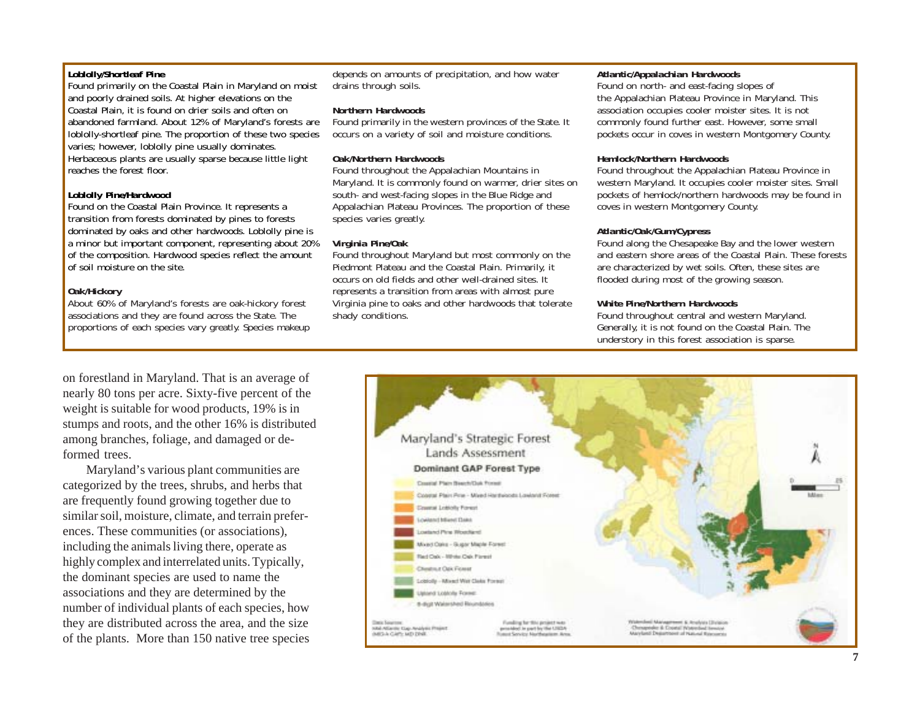**Loblolly/Shortleaf Pine**
Found primarily on the Coastal Plain in Maryland on moist and poorly drained soils. At higher elevations on the Coastal Plain, it is found on drier soils and often on abandoned farmland. About 12% of Maryland's forests are loblolly-shortleaf pine. The proportion of these two species varies; however, loblolly pine usually dominates. Herbaceous plants are usually sparse because little light reaches the forest floor.

**Loblolly Pine/Hardwood**
Found on the Coastal Plain Province. It represents a transition from forests dominated by pines to forests dominated by oaks and other hardwoods. Loblolly pine is a minor but important component, representing about 20% of the composition. Hardwood species reflect the amount of soil moisture on the site.

**Oak/Hickory**
About 60% of Maryland's forests are oak-hickory forest associations and they are found across the State. The proportions of each species vary greatly. Species makeup depends on amounts of precipitation, and how water drains through soils.

**Northern Hardwoods**
Found primarily in the western provinces of the State. It occurs on a variety of soil and moisture conditions.

**Oak/Northern Hardwoods**
Found throughout the Appalachian Mountains in Maryland. It is commonly found on warmer, drier sites on south- and west-facing slopes in the Blue Ridge and Appalachian Plateau Provinces. The proportion of these species varies greatly.

**Virginia Pine/Oak**
Found throughout Maryland but most commonly on the Piedmont Plateau and the Coastal Plain. Primarily, it occurs on old fields and other well-drained sites. It represents a transition from areas with almost pure Virginia pine to oaks and other hardwoods that tolerate shady conditions.

**Atlantic/Appalachian Hardwoods**
Found on north- and east-facing slopes of the Appalachian Plateau Province in Maryland. This association occupies cooler moister sites. It is not commonly found further east. However, some small pockets occur in coves in western Montgomery County.

**Hemlock/Northern Hardwoods**
Found throughout the Appalachian Plateau Province in western Maryland. It occupies cooler moister sites. Small pockets of hemlock/northern hardwoods may be found in coves in western Montgomery County.

**Atlantic/Oak/Gum/Cypress**
Found along the Chesapeake Bay and the lower western and eastern shore areas of the Coastal Plain. These forests are characterized by wet soils. Often, these sites are flooded during most of the growing season.

**White Pine/Northern Hardwoods**
Found throughout central and western Maryland. Generally, it is not found on the Coastal Plain. The understory in this forest association is sparse.

on forestland in Maryland. That is an average of nearly 80 tons per acre. Sixty-five percent of the weight is suitable for wood products, 19% is in stumps and roots, and the other 16% is distributed among branches, foliage, and damaged or deformed trees.

Maryland's various plant communities are categorized by the trees, shrubs, and herbs that are frequently found growing together due to similar soil, moisture, climate, and terrain preferences. These communities (or associations), including the animals living there, operate as highly complex and interrelated units. Typically, the dominant species are used to name the associations and they are determined by the number of individual plants of each species, how they are distributed across the area, and the size of the plants. More than 150 native tree species

Maryland's Strategic Forest Lands Assessment

Dominant GAP Forest Type

- Coastal Plain Beech/Oak Forest
- Coastal Plain Pine - Mixed Hardwoods Lowland Forest
- Coastal Loblolly Forest
- Lowland Mixed Oaks
- Lowland Pine Woodland
- Mixed Oaks - Sugar Maple Forest
- Red Oak - White Oak Forest
- Chestnut Oak Forest
- Loblolly - Mixed Wet Oaks Forest
- Upland Loblolly Forest
- 8-digit Watershed Boundaries

Data Sources: Mid-Atlantic Gap Analysis Project (MD-A GAP); MD DNR

Funding for this project was provided in part by the USDA Forest Service Northeastern Area

Watershed Management & Analysis Division, Chesapeake & Coastal Watershed Service, Maryland Department of Natural Resources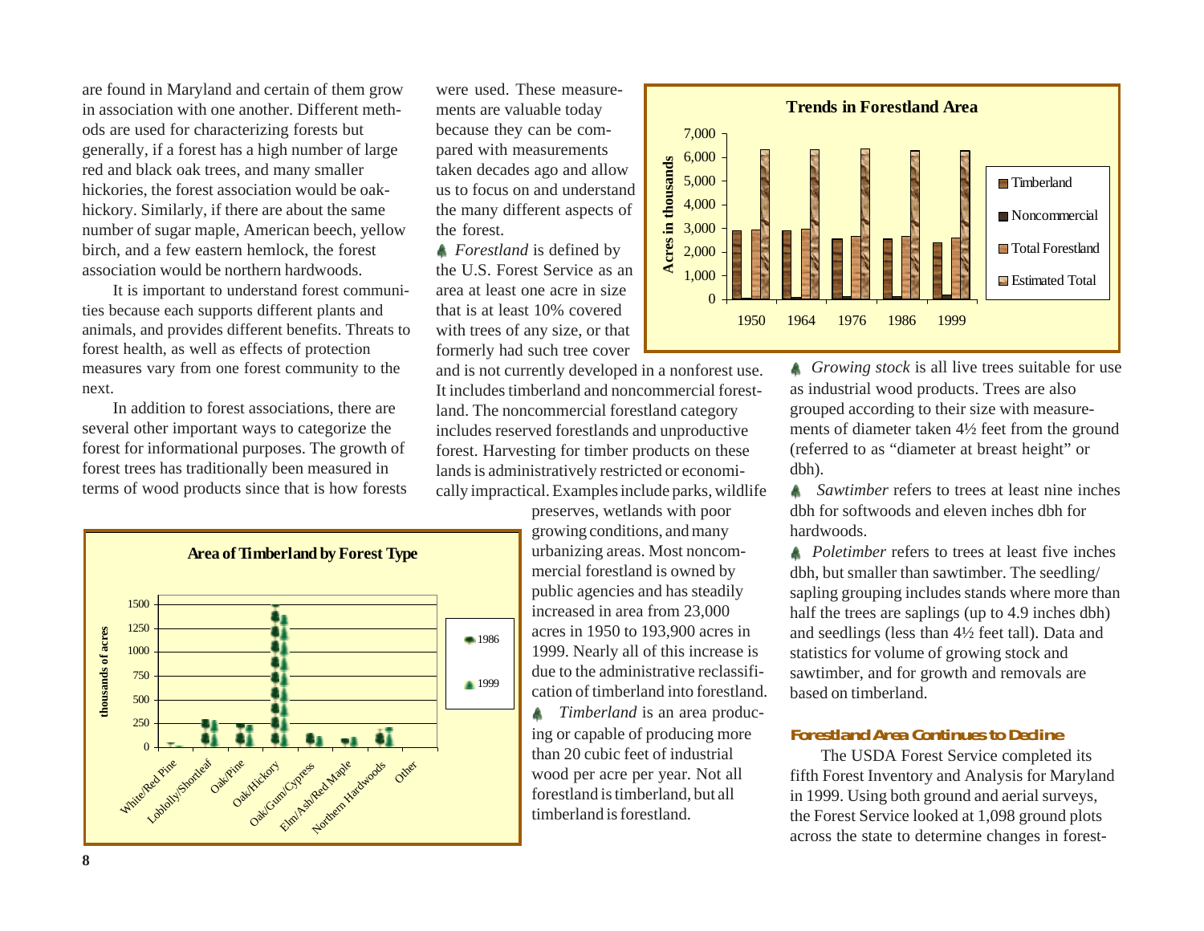are found in Maryland and certain of them grow in association with one another. Different methods are used for characterizing forests but generally, if a forest has a high number of large red and black oak trees, and many smaller hickories, the forest association would be oak-hickory. Similarly, if there are about the same number of sugar maple, American beech, yellow birch, and a few eastern hemlock, the forest association would be northern hardwoods.

It is important to understand forest communities because each supports different plants and animals, and provides different benefits. Threats to forest health, as well as effects of protection measures vary from one forest community to the next.

In addition to forest associations, there are several other important ways to categorize the forest for informational purposes. The growth of forest trees has traditionally been measured in terms of wood products since that is how forests were used. These measurements are valuable today because they can be compared with measurements taken decades ago and allow us to focus on and understand the many different aspects of the forest.

*Forestland* is defined by the U.S. Forest Service as an area at least one acre in size that is at least 10% covered with trees of any size, or that formerly had such tree cover and is not currently developed in a nonforest use. It includes timberland and noncommercial forestland. The noncommercial forestland category includes reserved forestlands and unproductive forest. Harvesting for timber products on these lands is administratively restricted or economically impractical. Examples include parks, wildlife preserves, wetlands with poor growing conditions, and many urbanizing areas. Most noncommercial forestland is owned by public agencies and has steadily increased in area from 23,000 acres in 1950 to 193,900 acres in 1999. Nearly all of this increase is due to the administrative reclassification of timberland into forestland.

*Timberland* is an area producing or capable of producing more than 20 cubic feet of industrial wood per acre per year. Not all forestland is timberland, but all timberland is forestland.

**Area of Timberland by Forest Type**

**Trends in Forestland Area**

*Growing stock* is all live trees suitable for use as industrial wood products. Trees are also grouped according to their size with measurements of diameter taken 4½ feet from the ground (referred to as "diameter at breast height" or dbh).

*Sawtimber* refers to trees at least nine inches dbh for softwoods and eleven inches dbh for hardwoods.

*Poletimber* refers to trees at least five inches dbh, but smaller than sawtimber. The seedling/sapling grouping includes stands where more than half the trees are saplings (up to 4.9 inches dbh) and seedlings (less than 4½ feet tall). Data and statistics for volume of growing stock and sawtimber, and for growth and removals are based on timberland.

### Forestland Area Continues to Decline

The USDA Forest Service completed its fifth Forest Inventory and Analysis for Maryland in 1999. Using both ground and aerial surveys, the Forest Service looked at 1,098 ground plots across the state to determine changes in forest-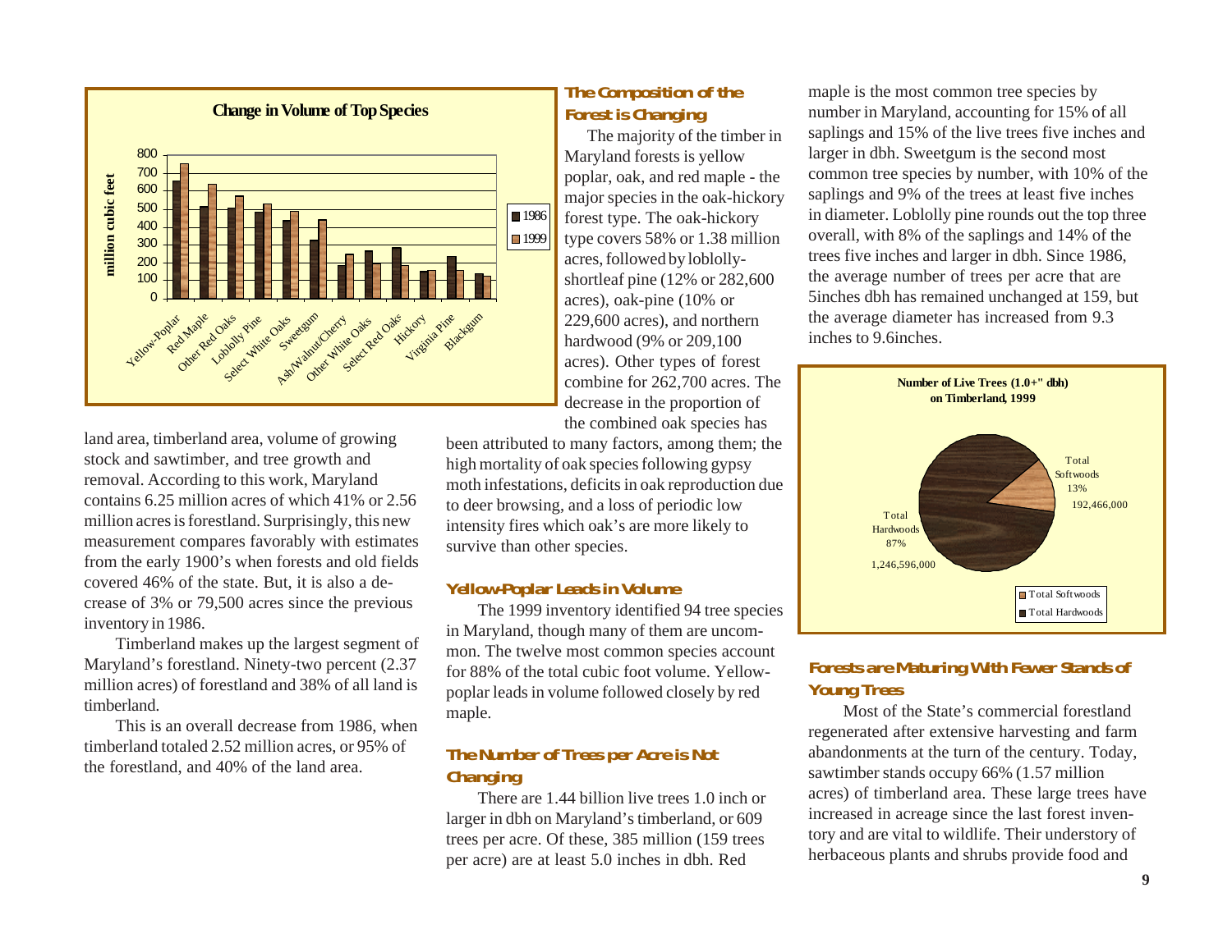**Change in Volume of Top Species**

land area, timberland area, volume of growing stock and sawtimber, and tree growth and removal. According to this work, Maryland contains 6.25 million acres of which 41% or 2.56 million acres is forestland. Surprisingly, this new measurement compares favorably with estimates from the early 1900's when forests and old fields covered 46% of the state. But, it is also a decrease of 3% or 79,500 acres since the previous inventory in 1986.

Timberland makes up the largest segment of Maryland's forestland. Ninety-two percent (2.37 million acres) of forestland and 38% of all land is timberland.

This is an overall decrease from 1986, when timberland totaled 2.52 million acres, or 95% of the forestland, and 40% of the land area.

### The Composition of the Forest is Changing

The majority of the timber in Maryland forests is yellow poplar, oak, and red maple - the major species in the oak-hickory forest type. The oak-hickory type covers 58% or 1.38 million acres, followed by loblolly-shortleaf pine (12% or 282,600 acres), oak-pine (10% or 229,600 acres), and northern hardwood (9% or 209,100 acres). Other types of forest combine for 262,700 acres. The decrease in the proportion of the combined oak species has been attributed to many factors, among them; the high mortality of oak species following gypsy moth infestations, deficits in oak reproduction due to deer browsing, and a loss of periodic low intensity fires which oak's are more likely to survive than other species.

### Yellow-Poplar Leads in Volume

The 1999 inventory identified 94 tree species in Maryland, though many of them are uncommon. The twelve most common species account for 88% of the total cubic foot volume. Yellow-poplar leads in volume followed closely by red maple.

### The Number of Trees per Acre is Not Changing

There are 1.44 billion live trees 1.0 inch or larger in dbh on Maryland's timberland, or 609 trees per acre. Of these, 385 million (159 trees per acre) are at least 5.0 inches in dbh. Red maple is the most common tree species by number in Maryland, accounting for 15% of all saplings and 15% of the live trees five inches and larger in dbh. Sweetgum is the second most common tree species by number, with 10% of the saplings and 9% of the trees at least five inches in diameter. Loblolly pine rounds out the top three overall, with 8% of the saplings and 14% of the trees five inches and larger in dbh. Since 1986, the average number of trees per acre that are 5inches dbh has remained unchanged at 159, but the average diameter has increased from 9.3 inches to 9.6inches.

**Number of Live Trees (1.0+" dbh) on Timberland, 1999**

### Forests are Maturing With Fewer Stands of Young Trees

Most of the State's commercial forestland regenerated after extensive harvesting and farm abandonments at the turn of the century. Today, sawtimber stands occupy 66% (1.57 million acres) of timberland area. These large trees have increased in acreage since the last forest inventory and are vital to wildlife. Their understory of herbaceous plants and shrubs provide food and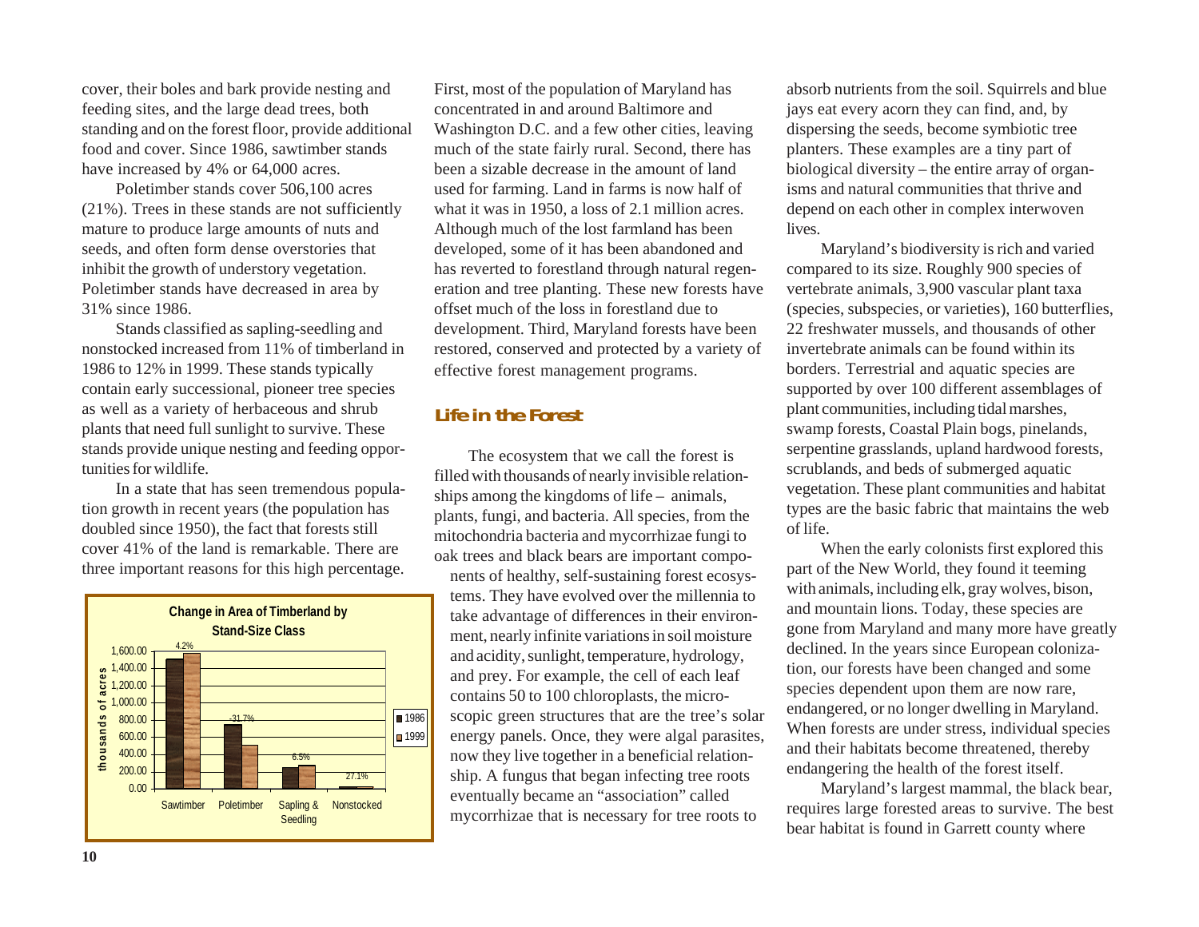cover, their boles and bark provide nesting and feeding sites, and the large dead trees, both standing and on the forest floor, provide additional food and cover. Since 1986, sawtimber stands have increased by 4% or 64,000 acres.

Poletimber stands cover 506,100 acres (21%). Trees in these stands are not sufficiently mature to produce large amounts of nuts and seeds, and often form dense overstories that inhibit the growth of understory vegetation. Poletimber stands have decreased in area by 31% since 1986.

Stands classified as sapling-seedling and nonstocked increased from 11% of timberland in 1986 to 12% in 1999. These stands typically contain early successional, pioneer tree species as well as a variety of herbaceous and shrub plants that need full sunlight to survive. These stands provide unique nesting and feeding opportunities for wildlife.

In a state that has seen tremendous population growth in recent years (the population has doubled since 1950), the fact that forests still cover 41% of the land is remarkable. There are three important reasons for this high percentage.

**Change in Area of Timberland by Stand-Size Class**

| Stand-Size Class | Change (1986–1999) |
|---|---|
| Sawtimber | 4.2% |
| Poletimber | -31.7% |
| Sapling & Seedling | 6.5% |
| Nonstocked | 27.1% |

(Bar chart, thousands of acres, 1986 vs. 1999)

First, most of the population of Maryland has concentrated in and around Baltimore and Washington D.C. and a few other cities, leaving much of the state fairly rural. Second, there has been a sizable decrease in the amount of land used for farming. Land in farms is now half of what it was in 1950, a loss of 2.1 million acres. Although much of the lost farmland has been developed, some of it has been abandoned and has reverted to forestland through natural regeneration and tree planting. These new forests have offset much of the loss in forestland due to development. Third, Maryland forests have been restored, conserved and protected by a variety of effective forest management programs.

## Life in the Forest

The ecosystem that we call the forest is filled with thousands of nearly invisible relationships among the kingdoms of life – animals, plants, fungi, and bacteria. All species, from the mitochondria bacteria and mycorrhizae fungi to oak trees and black bears are important components of healthy, self-sustaining forest ecosystems. They have evolved over the millennia to take advantage of differences in their environment, nearly infinite variations in soil moisture and acidity, sunlight, temperature, hydrology, and prey. For example, the cell of each leaf contains 50 to 100 chloroplasts, the microscopic green structures that are the tree's solar energy panels. Once, they were algal parasites, now they live together in a beneficial relationship. A fungus that began infecting tree roots eventually became an "association" called mycorrhizae that is necessary for tree roots to absorb nutrients from the soil. Squirrels and blue jays eat every acorn they can find, and, by dispersing the seeds, become symbiotic tree planters. These examples are a tiny part of biological diversity – the entire array of organisms and natural communities that thrive and depend on each other in complex interwoven lives.

Maryland's biodiversity is rich and varied compared to its size. Roughly 900 species of vertebrate animals, 3,900 vascular plant taxa (species, subspecies, or varieties), 160 butterflies, 22 freshwater mussels, and thousands of other invertebrate animals can be found within its borders. Terrestrial and aquatic species are supported by over 100 different assemblages of plant communities, including tidal marshes, swamp forests, Coastal Plain bogs, pinelands, serpentine grasslands, upland hardwood forests, scrublands, and beds of submerged aquatic vegetation. These plant communities and habitat types are the basic fabric that maintains the web of life.

When the early colonists first explored this part of the New World, they found it teeming with animals, including elk, gray wolves, bison, and mountain lions. Today, these species are gone from Maryland and many more have greatly declined. In the years since European colonization, our forests have been changed and some species dependent upon them are now rare, endangered, or no longer dwelling in Maryland. When forests are under stress, individual species and their habitats become threatened, thereby endangering the health of the forest itself.

Maryland's largest mammal, the black bear, requires large forested areas to survive. The best bear habitat is found in Garrett county where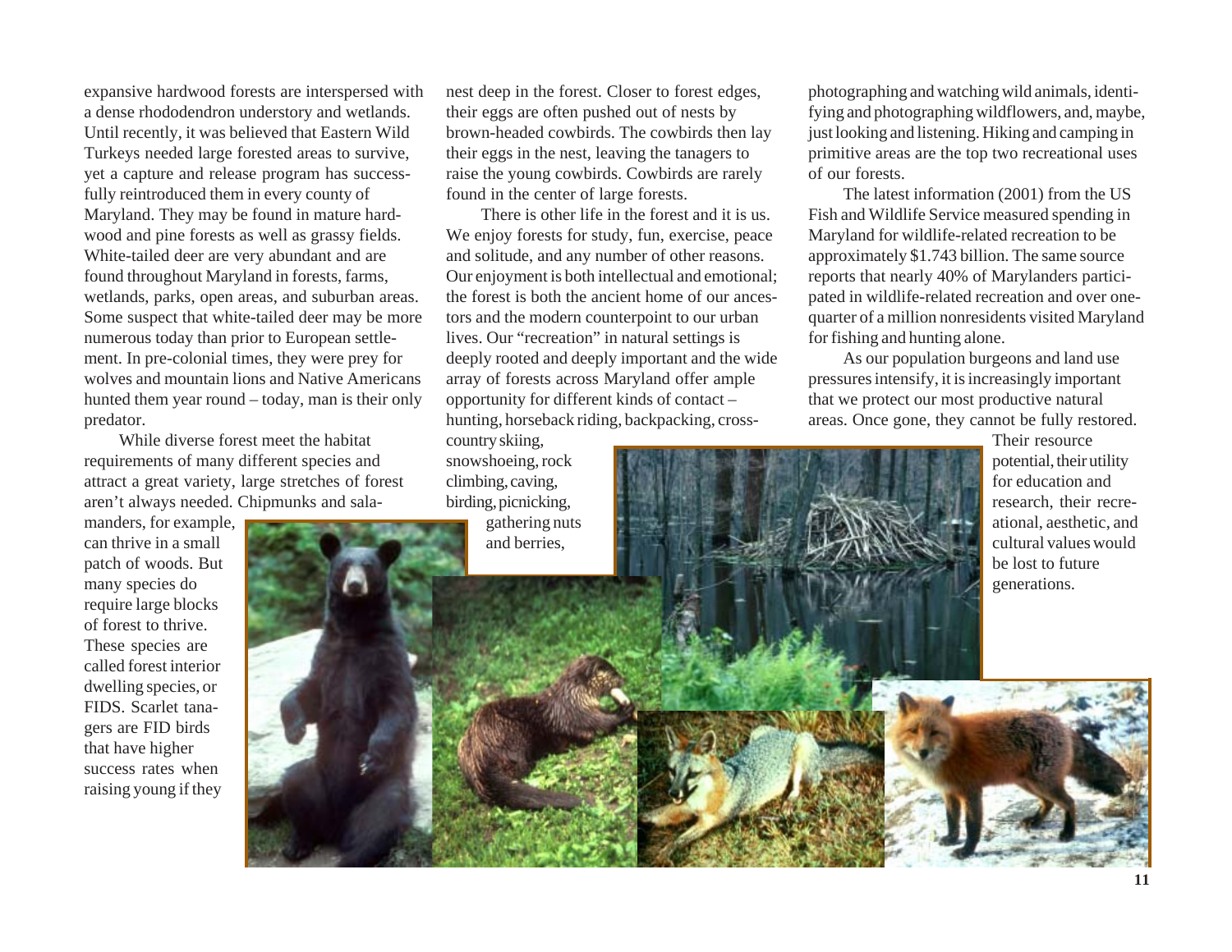expansive hardwood forests are interspersed with a dense rhododendron understory and wetlands. Until recently, it was believed that Eastern Wild Turkeys needed large forested areas to survive, yet a capture and release program has successfully reintroduced them in every county of Maryland. They may be found in mature hardwood and pine forests as well as grassy fields. White-tailed deer are very abundant and are found throughout Maryland in forests, farms, wetlands, parks, open areas, and suburban areas. Some suspect that white-tailed deer may be more numerous today than prior to European settlement. In pre-colonial times, they were prey for wolves and mountain lions and Native Americans hunted them year round – today, man is their only predator.

While diverse forest meet the habitat requirements of many different species and attract a great variety, large stretches of forest aren't always needed. Chipmunks and salamanders, for example, can thrive in a small patch of woods. But many species do require large blocks of forest to thrive. These species are called forest interior dwelling species, or FIDS. Scarlet tanagers are FID birds that have higher success rates when raising young if they nest deep in the forest. Closer to forest edges, their eggs are often pushed out of nests by brown-headed cowbirds. The cowbirds then lay their eggs in the nest, leaving the tanagers to raise the young cowbirds. Cowbirds are rarely found in the center of large forests.

There is other life in the forest and it is us. We enjoy forests for study, fun, exercise, peace and solitude, and any number of other reasons. Our enjoyment is both intellectual and emotional; the forest is both the ancient home of our ancestors and the modern counterpoint to our urban lives. Our "recreation" in natural settings is deeply rooted and deeply important and the wide array of forests across Maryland offer ample opportunity for different kinds of contact – hunting, horseback riding, backpacking, cross-country skiing, snowshoeing, rock climbing, caving, birding, picnicking, gathering nuts and berries, photographing and watching wild animals, identifying and photographing wildflowers, and, maybe, just looking and listening. Hiking and camping in primitive areas are the top two recreational uses of our forests.

The latest information (2001) from the US Fish and Wildlife Service measured spending in Maryland for wildlife-related recreation to be approximately $1.743 billion. The same source reports that nearly 40% of Marylanders participated in wildlife-related recreation and over one-quarter of a million nonresidents visited Maryland for fishing and hunting alone.

As our population burgeons and land use pressures intensify, it is increasingly important that we protect our most productive natural areas. Once gone, they cannot be fully restored. Their resource potential, their utility for education and research, their recreational, aesthetic, and cultural values would be lost to future generations.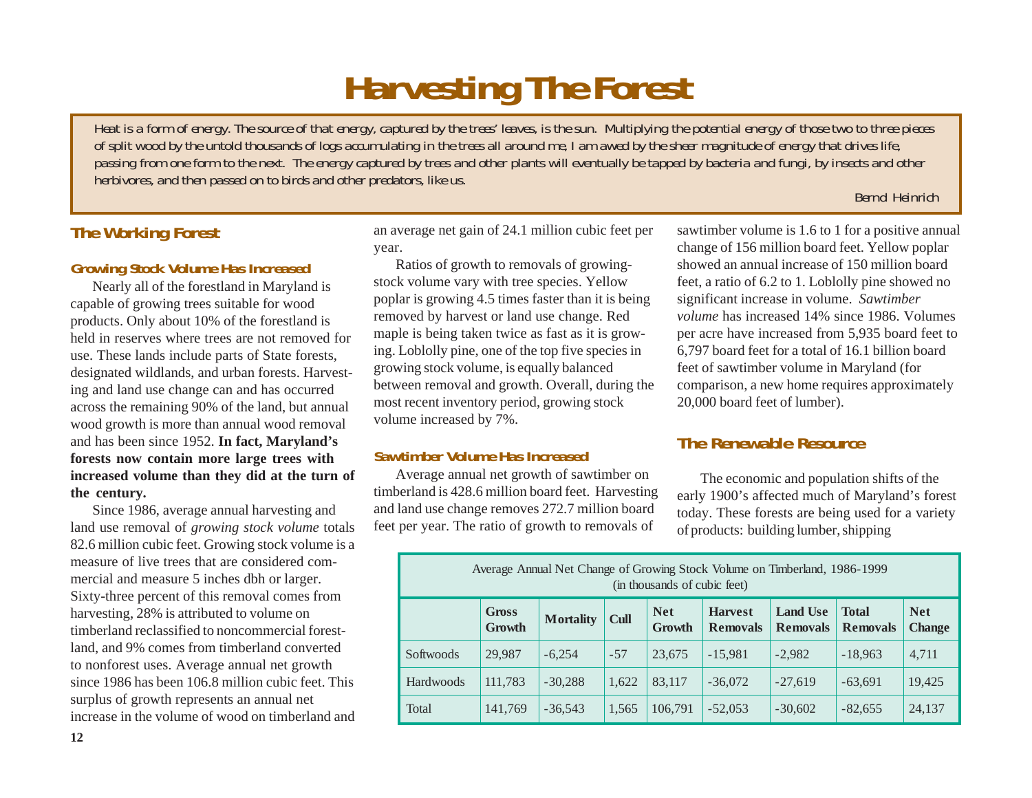# Harvesting The Forest

> *Heat is a form of energy. The source of that energy, captured by the trees' leaves, is the sun. Multiplying the potential energy of those two to three pieces of split wood by the untold thousands of logs accumulating in the trees all around me, I am awed by the sheer magnitude of energy that drives life, passing from one form to the next. The energy captured by trees and other plants will eventually be tapped by bacteria and fungi, by insects and other herbivores, and then passed on to birds and other predators, like us.*
>
> *Bernd Heinrich*

## The Working Forest

### Growing Stock Volume Has Increased

Nearly all of the forestland in Maryland is capable of growing trees suitable for wood products. Only about 10% of the forestland is held in reserves where trees are not removed for use. These lands include parts of State forests, designated wildlands, and urban forests. Harvesting and land use change can and has occurred across the remaining 90% of the land, but annual wood growth is more than annual wood removal and has been since 1952. **In fact, Maryland's forests now contain more large trees with increased volume than they did at the turn of the century.**

Since 1986, average annual harvesting and land use removal of *growing stock volume* totals 82.6 million cubic feet. Growing stock volume is a measure of live trees that are considered commercial and measure 5 inches dbh or larger. Sixty-three percent of this removal comes from harvesting, 28% is attributed to volume on timberland reclassified to noncommercial forestland, and 9% comes from timberland converted to nonforest uses. Average annual net growth since 1986 has been 106.8 million cubic feet. This surplus of growth represents an annual net increase in the volume of wood on timberland and an average net gain of 24.1 million cubic feet per year.

Ratios of growth to removals of growing-stock volume vary with tree species. Yellow poplar is growing 4.5 times faster than it is being removed by harvest or land use change. Red maple is being taken twice as fast as it is growing. Loblolly pine, one of the top five species in growing stock volume, is equally balanced between removal and growth. Overall, during the most recent inventory period, growing stock volume increased by 7%.

### Sawtimber Volume Has Increased

Average annual net growth of sawtimber on timberland is 428.6 million board feet. Harvesting and land use change removes 272.7 million board feet per year. The ratio of growth to removals of sawtimber volume is 1.6 to 1 for a positive annual change of 156 million board feet. Yellow poplar showed an annual increase of 150 million board feet, a ratio of 6.2 to 1. Loblolly pine showed no significant increase in volume. *Sawtimber volume* has increased 14% since 1986. Volumes per acre have increased from 5,935 board feet to 6,797 board feet for a total of 16.1 billion board feet of sawtimber volume in Maryland (for comparison, a new home requires approximately 20,000 board feet of lumber).

## The Renewable Resource

The economic and population shifts of the early 1900's affected much of Maryland's forest today. These forests are being used for a variety of products: building lumber, shipping

Average Annual Net Change of Growing Stock Volume on Timberland, 1986-1999 (in thousands of cubic feet)

| | Gross Growth | Mortality | Cull | Net Growth | Harvest Removals | Land Use Removals | Total Removals | Net Change |
|---|---|---|---|---|---|---|---|---|
| Softwoods | 29,987 | -6,254 | -57 | 23,675 | -15,981 | -2,982 | -18,963 | 4,711 |
| Hardwoods | 111,783 | -30,288 | 1,622 | 83,117 | -36,072 | -27,619 | -63,691 | 19,425 |
| Total | 141,769 | -36,543 | 1,565 | 106,791 | -52,053 | -30,602 | -82,655 | 24,137 |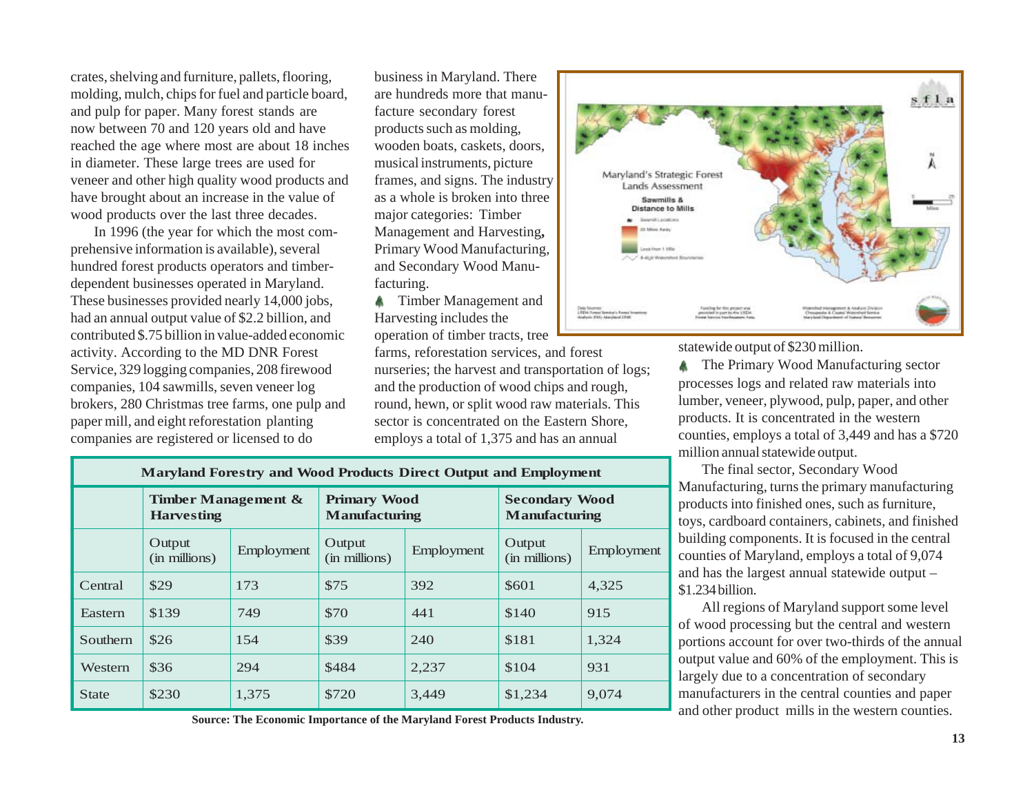crates, shelving and furniture, pallets, flooring, molding, mulch, chips for fuel and particle board, and pulp for paper. Many forest stands are now between 70 and 120 years old and have reached the age where most are about 18 inches in diameter. These large trees are used for veneer and other high quality wood products and have brought about an increase in the value of wood products over the last three decades.

In 1996 (the year for which the most comprehensive information is available), several hundred forest products operators and timber-dependent businesses operated in Maryland. These businesses provided nearly 14,000 jobs, had an annual output value of $2.2 billion, and contributed $.75 billion in value-added economic activity. According to the MD DNR Forest Service, 329 logging companies, 208 firewood companies, 104 sawmills, seven veneer log brokers, 280 Christmas tree farms, one pulp and paper mill, and eight reforestation planting companies are registered or licensed to do business in Maryland. There are hundreds more that manufacture secondary forest products such as molding, wooden boats, caskets, doors, musical instruments, picture frames, and signs. The industry as a whole is broken into three major categories: Timber Management and Harvesting**,** Primary Wood Manufacturing, and Secondary Wood Manufacturing.

- Timber Management and Harvesting includes the operation of timber tracts, tree farms, reforestation services, and forest nurseries; the harvest and transportation of logs; and the production of wood chips and rough, round, hewn, or split wood raw materials. This sector is concentrated on the Eastern Shore, employs a total of 1,375 and has an annual statewide output of $230 million.
- The Primary Wood Manufacturing sector processes logs and related raw materials into lumber, veneer, plywood, pulp, paper, and other products. It is concentrated in the western counties, employs a total of 3,449 and has a $720 million annual statewide output.

The final sector, Secondary Wood Manufacturing, turns the primary manufacturing products into finished ones, such as furniture, toys, cardboard containers, cabinets, and finished building components. It is focused in the central counties of Maryland, employs a total of 9,074 and has the largest annual statewide output – $1.234 billion.

All regions of Maryland support some level of wood processing but the central and western portions account for over two-thirds of the annual output value and 60% of the employment. This is largely due to a concentration of secondary manufacturers in the central counties and paper and other product mills in the western counties.

**Maryland Forestry and Wood Products Direct Output and Employment**

| | Timber Management & Harvesting | | Primary Wood Manufacturing | | Secondary Wood Manufacturing | |
|---|---|---|---|---|---|---|
| | Output (in millions) | Employment | Output (in millions) | Employment | Output (in millions) | Employment |
| Central | $29 | 173 | $75 | 392 | $601 | 4,325 |
| Eastern | $139 | 749 | $70 | 441 | $140 | 915 |
| Southern | $26 | 154 | $39 | 240 | $181 | 1,324 |
| Western | $36 | 294 | $484 | 2,237 | $104 | 931 |
| State | $230 | 1,375 | $720 | 3,449 | $1,234 | 9,074 |

**Source: The Economic Importance of the Maryland Forest Products Industry.**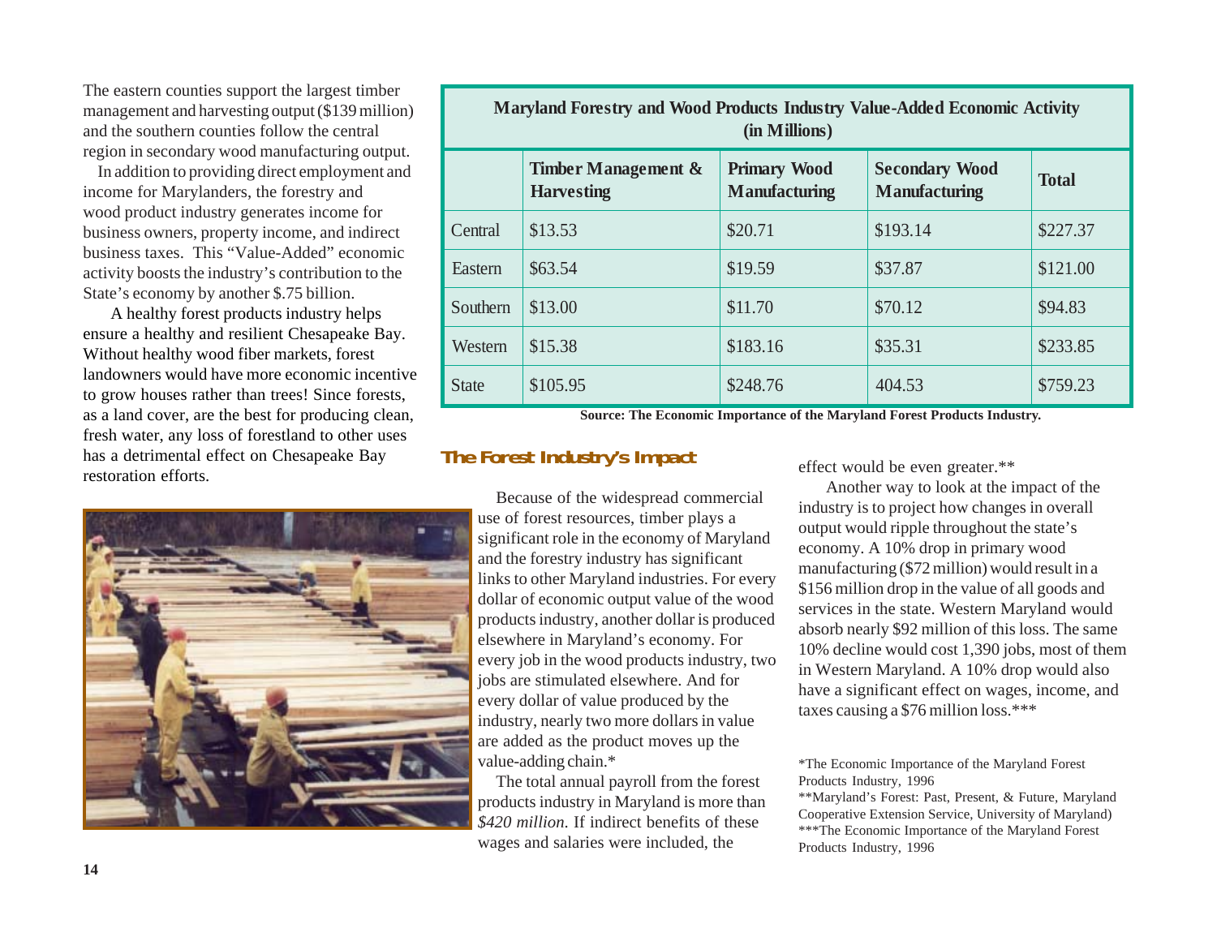The eastern counties support the largest timber management and harvesting output ($139 million) and the southern counties follow the central region in secondary wood manufacturing output.

In addition to providing direct employment and income for Marylanders, the forestry and wood product industry generates income for business owners, property income, and indirect business taxes. This "Value-Added" economic activity boosts the industry's contribution to the State's economy by another $.75 billion.

A healthy forest products industry helps ensure a healthy and resilient Chesapeake Bay. Without healthy wood fiber markets, forest landowners would have more economic incentive to grow houses rather than trees! Since forests, as a land cover, are the best for producing clean, fresh water, any loss of forestland to other uses has a detrimental effect on Chesapeake Bay restoration efforts.

**Maryland Forestry and Wood Products Industry Value-Added Economic Activity (in Millions)**

| | Timber Management & Harvesting | Primary Wood Manufacturing | Secondary Wood Manufacturing | Total |
|---|---|---|---|---|
| Central | $13.53 | $20.71 | $193.14 | $227.37 |
| Eastern | $63.54 | $19.59 | $37.87 | $121.00 |
| Southern | $13.00 | $11.70 | $70.12 | $94.83 |
| Western | $15.38 | $183.16 | $35.31 | $233.85 |
| State | $105.95 | $248.76 | 404.53 | $759.23 |

**Source: The Economic Importance of the Maryland Forest Products Industry.**

## The Forest Industry's Impact

Because of the widespread commercial use of forest resources, timber plays a significant role in the economy of Maryland and the forestry industry has significant links to other Maryland industries. For every dollar of economic output value of the wood products industry, another dollar is produced elsewhere in Maryland's economy. For every job in the wood products industry, two jobs are stimulated elsewhere. And for every dollar of value produced by the industry, nearly two more dollars in value are added as the product moves up the value-adding chain.*

The total annual payroll from the forest products industry in Maryland is more than *$420 million.* If indirect benefits of these wages and salaries were included, the effect would be even greater.**

Another way to look at the impact of the industry is to project how changes in overall output would ripple throughout the state's economy. A 10% drop in primary wood manufacturing ($72 million) would result in a $156 million drop in the value of all goods and services in the state. Western Maryland would absorb nearly $92 million of this loss. The same 10% decline would cost 1,390 jobs, most of them in Western Maryland. A 10% drop would also have a significant effect on wages, income, and taxes causing a $76 million loss.***

*The Economic Importance of the Maryland Forest Products Industry, 1996

**Maryland's Forest: Past, Present, & Future, Maryland Cooperative Extension Service, University of Maryland)

***The Economic Importance of the Maryland Forest Products Industry, 1996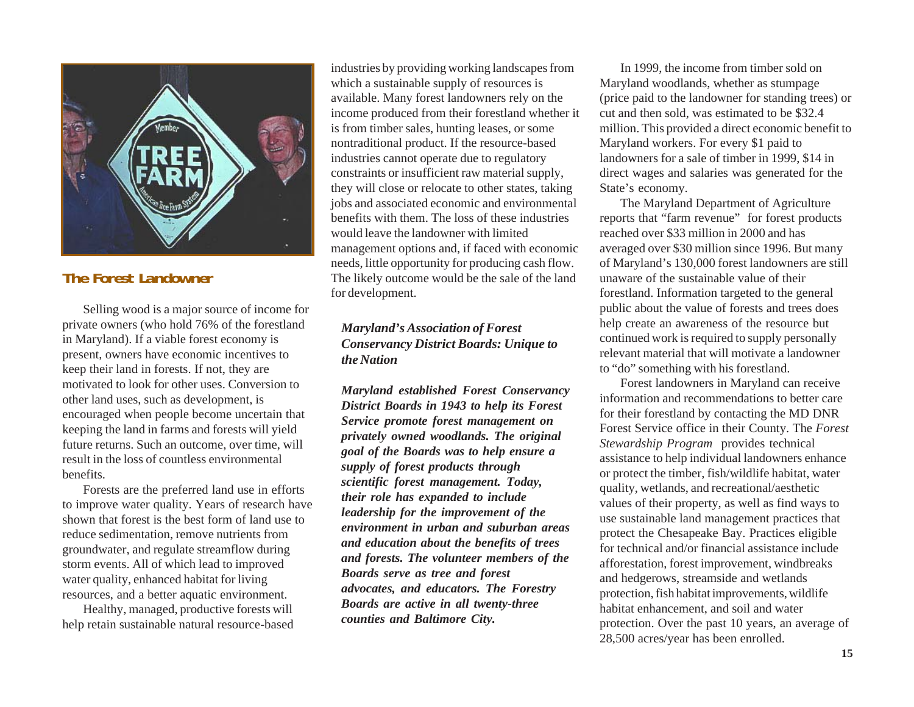## The Forest Landowner

Selling wood is a major source of income for private owners (who hold 76% of the forestland in Maryland). If a viable forest economy is present, owners have economic incentives to keep their land in forests. If not, they are motivated to look for other uses. Conversion to other land uses, such as development, is encouraged when people become uncertain that keeping the land in farms and forests will yield future returns. Such an outcome, over time, will result in the loss of countless environmental benefits.

Forests are the preferred land use in efforts to improve water quality. Years of research have shown that forest is the best form of land use to reduce sedimentation, remove nutrients from groundwater, and regulate streamflow during storm events. All of which lead to improved water quality, enhanced habitat for living resources, and a better aquatic environment.

Healthy, managed, productive forests will help retain sustainable natural resource-based industries by providing working landscapes from which a sustainable supply of resources is available. Many forest landowners rely on the income produced from their forestland whether it is from timber sales, hunting leases, or some nontraditional product. If the resource-based industries cannot operate due to regulatory constraints or insufficient raw material supply, they will close or relocate to other states, taking jobs and associated economic and environmental benefits with them. The loss of these industries would leave the landowner with limited management options and, if faced with economic needs, little opportunity for producing cash flow. The likely outcome would be the sale of the land for development.

### *Maryland's Association of Forest Conservancy District Boards: Unique to the Nation*

***Maryland established Forest Conservancy District Boards in 1943 to help its Forest Service promote forest management on privately owned woodlands. The original goal of the Boards was to help ensure a supply of forest products through scientific forest management. Today, their role has expanded to include leadership for the improvement of the environment in urban and suburban areas and education about the benefits of trees and forests. The volunteer members of the Boards serve as tree and forest advocates, and educators. The Forestry Boards are active in all twenty-three counties and Baltimore City.***

In 1999, the income from timber sold on Maryland woodlands, whether as stumpage (price paid to the landowner for standing trees) or cut and then sold, was estimated to be $32.4 million. This provided a direct economic benefit to Maryland workers. For every $1 paid to landowners for a sale of timber in 1999, $14 in direct wages and salaries was generated for the State's economy.

The Maryland Department of Agriculture reports that "farm revenue" for forest products reached over $33 million in 2000 and has averaged over $30 million since 1996. But many of Maryland's 130,000 forest landowners are still unaware of the sustainable value of their forestland. Information targeted to the general public about the value of forests and trees does help create an awareness of the resource but continued work is required to supply personally relevant material that will motivate a landowner to "do" something with his forestland.

Forest landowners in Maryland can receive information and recommendations to better care for their forestland by contacting the MD DNR Forest Service office in their County. The *Forest Stewardship Program* provides technical assistance to help individual landowners enhance or protect the timber, fish/wildlife habitat, water quality, wetlands, and recreational/aesthetic values of their property, as well as find ways to use sustainable land management practices that protect the Chesapeake Bay. Practices eligible for technical and/or financial assistance include afforestation, forest improvement, windbreaks and hedgerows, streamside and wetlands protection, fish habitat improvements, wildlife habitat enhancement, and soil and water protection. Over the past 10 years, an average of 28,500 acres/year has been enrolled.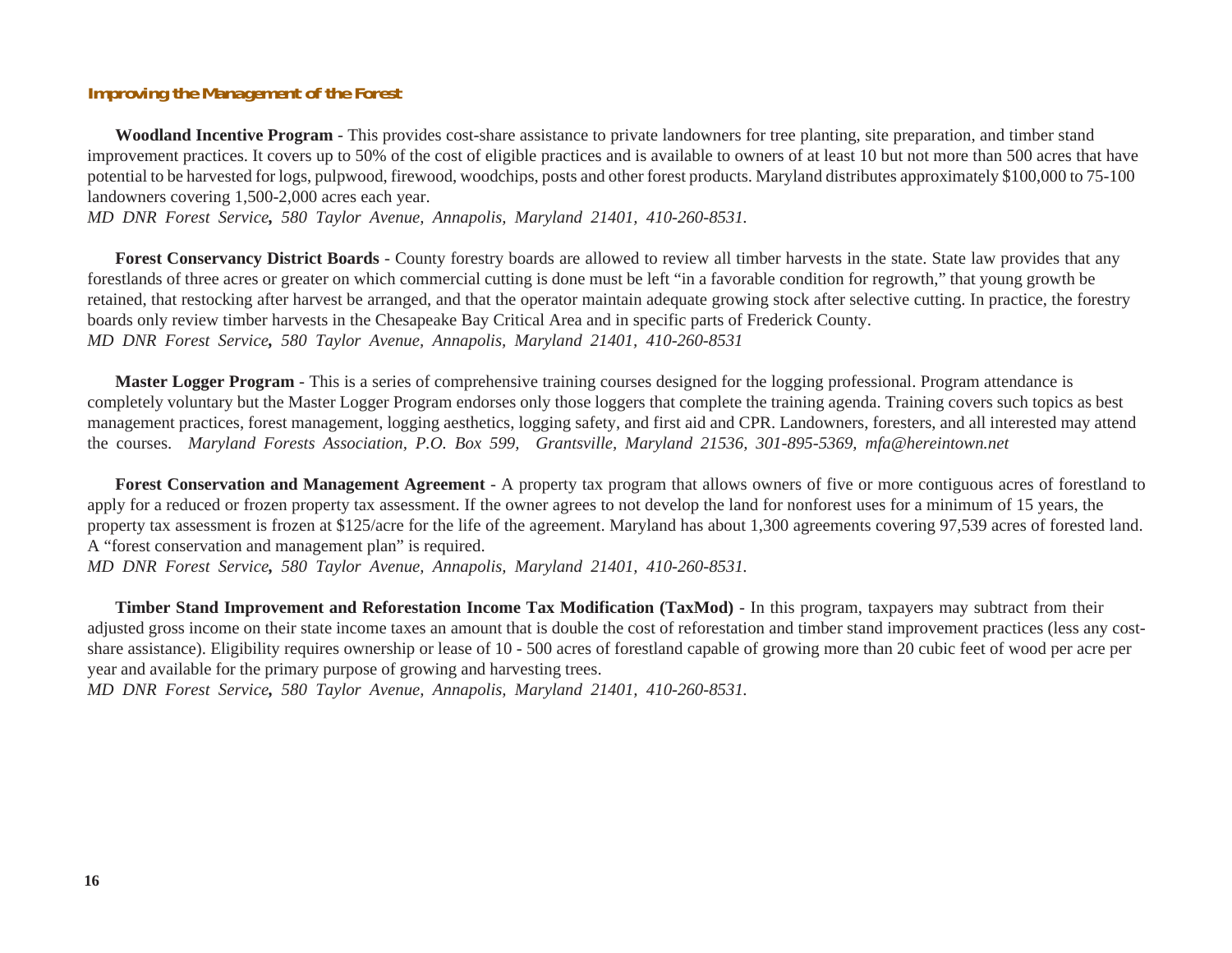### Improving the Management of the Forest

**Woodland Incentive Program** - This provides cost-share assistance to private landowners for tree planting, site preparation, and timber stand improvement practices. It covers up to 50% of the cost of eligible practices and is available to owners of at least 10 but not more than 500 acres that have potential to be harvested for logs, pulpwood, firewood, woodchips, posts and other forest products. Maryland distributes approximately $100,000 to 75-100 landowners covering 1,500-2,000 acres each year.
*MD DNR Forest Service, 580 Taylor Avenue, Annapolis, Maryland 21401, 410-260-8531.*

**Forest Conservancy District Boards** - County forestry boards are allowed to review all timber harvests in the state. State law provides that any forestlands of three acres or greater on which commercial cutting is done must be left "in a favorable condition for regrowth," that young growth be retained, that restocking after harvest be arranged, and that the operator maintain adequate growing stock after selective cutting. In practice, the forestry boards only review timber harvests in the Chesapeake Bay Critical Area and in specific parts of Frederick County.
*MD DNR Forest Service, 580 Taylor Avenue, Annapolis, Maryland 21401, 410-260-8531*

**Master Logger Program** - This is a series of comprehensive training courses designed for the logging professional. Program attendance is completely voluntary but the Master Logger Program endorses only those loggers that complete the training agenda. Training covers such topics as best management practices, forest management, logging aesthetics, logging safety, and first aid and CPR. Landowners, foresters, and all interested may attend the courses. *Maryland Forests Association, P.O. Box 599, Grantsville, Maryland 21536, 301-895-5369, mfa@hereintown.net*

**Forest Conservation and Management Agreement** - A property tax program that allows owners of five or more contiguous acres of forestland to apply for a reduced or frozen property tax assessment. If the owner agrees to not develop the land for nonforest uses for a minimum of 15 years, the property tax assessment is frozen at $125/acre for the life of the agreement. Maryland has about 1,300 agreements covering 97,539 acres of forested land. A "forest conservation and management plan" is required.
*MD DNR Forest Service, 580 Taylor Avenue, Annapolis, Maryland 21401, 410-260-8531.*

**Timber Stand Improvement and Reforestation Income Tax Modification (TaxMod)** - In this program, taxpayers may subtract from their adjusted gross income on their state income taxes an amount that is double the cost of reforestation and timber stand improvement practices (less any cost-share assistance). Eligibility requires ownership or lease of 10 - 500 acres of forestland capable of growing more than 20 cubic feet of wood per acre per year and available for the primary purpose of growing and harvesting trees.
*MD DNR Forest Service, 580 Taylor Avenue, Annapolis, Maryland 21401, 410-260-8531.*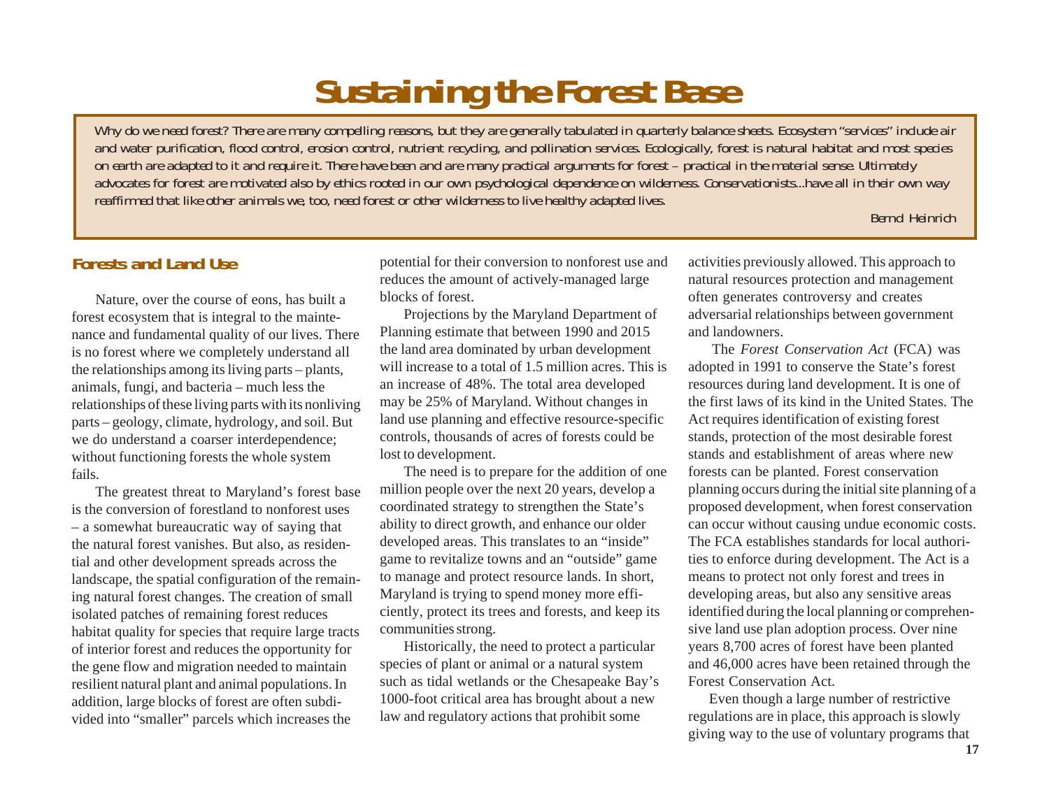# Sustaining the Forest Base

> *Why do we need forest? There are many compelling reasons, but they are generally tabulated in quarterly balance sheets. Ecosystem "services" include air and water purification, flood control, erosion control, nutrient recycling, and pollination services. Ecologically, forest is natural habitat and most species on earth are adapted to it and require it. There have been and are many practical arguments for forest – practical in the material sense. Ultimately advocates for forest are motivated also by ethics rooted in our own psychological dependence on wilderness. Conservationists...have all in their own way reaffirmed that like other animals we, too, need forest or other wilderness to live healthy adapted lives.*
>
> *Bernd Heinrich*

### Forests and Land Use

Nature, over the course of eons, has built a forest ecosystem that is integral to the maintenance and fundamental quality of our lives. There is no forest where we completely understand all the relationships among its living parts – plants, animals, fungi, and bacteria – much less the relationships of these living parts with its nonliving parts – geology, climate, hydrology, and soil. But we do understand a coarser interdependence; without functioning forests the whole system fails.

The greatest threat to Maryland's forest base is the conversion of forestland to nonforest uses – a somewhat bureaucratic way of saying that the natural forest vanishes. But also, as residential and other development spreads across the landscape, the spatial configuration of the remaining natural forest changes. The creation of small isolated patches of remaining forest reduces habitat quality for species that require large tracts of interior forest and reduces the opportunity for the gene flow and migration needed to maintain resilient natural plant and animal populations. In addition, large blocks of forest are often subdivided into "smaller" parcels which increases the potential for their conversion to nonforest use and reduces the amount of actively-managed large blocks of forest.

Projections by the Maryland Department of Planning estimate that between 1990 and 2015 the land area dominated by urban development will increase to a total of 1.5 million acres. This is an increase of 48%. The total area developed may be 25% of Maryland. Without changes in land use planning and effective resource-specific controls, thousands of acres of forests could be lost to development.

The need is to prepare for the addition of one million people over the next 20 years, develop a coordinated strategy to strengthen the State's ability to direct growth, and enhance our older developed areas. This translates to an "inside" game to revitalize towns and an "outside" game to manage and protect resource lands. In short, Maryland is trying to spend money more efficiently, protect its trees and forests, and keep its communities strong.

Historically, the need to protect a particular species of plant or animal or a natural system such as tidal wetlands or the Chesapeake Bay's 1000-foot critical area has brought about a new law and regulatory actions that prohibit some activities previously allowed. This approach to natural resources protection and management often generates controversy and creates adversarial relationships between government and landowners.

The *Forest Conservation Act* (FCA) was adopted in 1991 to conserve the State's forest resources during land development. It is one of the first laws of its kind in the United States. The Act requires identification of existing forest stands, protection of the most desirable forest stands and establishment of areas where new forests can be planted. Forest conservation planning occurs during the initial site planning of a proposed development, when forest conservation can occur without causing undue economic costs. The FCA establishes standards for local authorities to enforce during development. The Act is a means to protect not only forest and trees in developing areas, but also any sensitive areas identified during the local planning or comprehensive land use plan adoption process. Over nine years 8,700 acres of forest have been planted and 46,000 acres have been retained through the Forest Conservation Act.

Even though a large number of restrictive regulations are in place, this approach is slowly giving way to the use of voluntary programs that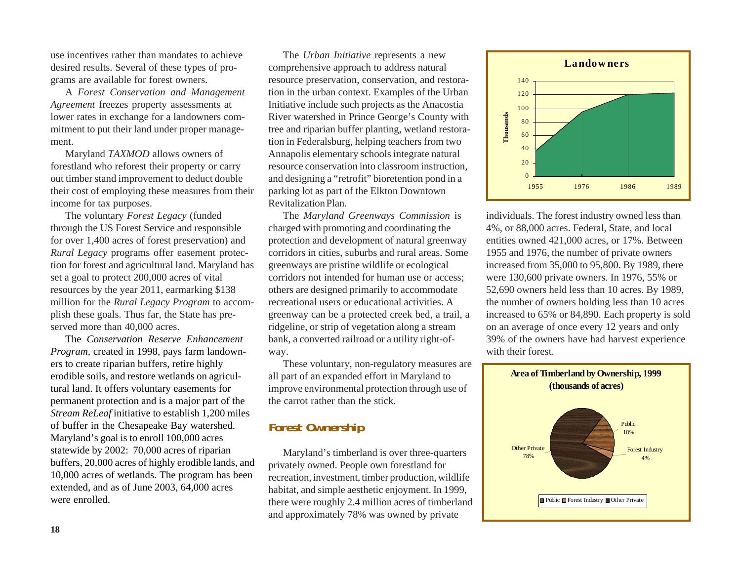use incentives rather than mandates to achieve desired results. Several of these types of programs are available for forest owners.

A *Forest Conservation and Management Agreement* freezes property assessments at lower rates in exchange for a landowners commitment to put their land under proper management.

Maryland *TAXMOD* allows owners of forestland who reforest their property or carry out timber stand improvement to deduct double their cost of employing these measures from their income for tax purposes.

The voluntary *Forest Legacy* (funded through the US Forest Service and responsible for over 1,400 acres of forest preservation) and *Rural Legacy* programs offer easement protection for forest and agricultural land. Maryland has set a goal to protect 200,000 acres of vital resources by the year 2011, earmarking $138 million for the *Rural Legacy Program* to accomplish these goals. Thus far, the State has preserved more than 40,000 acres.

The *Conservation Reserve Enhancement Program*, created in 1998, pays farm landowners to create riparian buffers, retire highly erodible soils, and restore wetlands on agricultural land. It offers voluntary easements for permanent protection and is a major part of the *Stream ReLeaf* initiative to establish 1,200 miles of buffer in the Chesapeake Bay watershed. Maryland's goal is to enroll 100,000 acres statewide by 2002: 70,000 acres of riparian buffers, 20,000 acres of highly erodible lands, and 10,000 acres of wetlands. The program has been extended, and as of June 2003, 64,000 acres were enrolled.

The *Urban Initiative* represents a new comprehensive approach to address natural resource preservation, conservation, and restoration in the urban context. Examples of the Urban Initiative include such projects as the Anacostia River watershed in Prince George's County with tree and riparian buffer planting, wetland restoration in Federalsburg, helping teachers from two Annapolis elementary schools integrate natural resource conservation into classroom instruction, and designing a "retrofit" bioretention pond in a parking lot as part of the Elkton Downtown Revitalization Plan.

The *Maryland Greenways Commission* is charged with promoting and coordinating the protection and development of natural greenway corridors in cities, suburbs and rural areas. Some greenways are pristine wildlife or ecological corridors not intended for human use or access; others are designed primarily to accommodate recreational users or educational activities. A greenway can be a protected creek bed, a trail, a ridgeline, or strip of vegetation along a stream bank, a converted railroad or a utility right-of-way.

These voluntary, non-regulatory measures are all part of an expanded effort in Maryland to improve environmental protection through use of the carrot rather than the stick.

## Forest Ownership

Maryland's timberland is over three-quarters privately owned. People own forestland for recreation, investment, timber production, wildlife habitat, and simple aesthetic enjoyment. In 1999, there were roughly 2.4 million acres of timberland and approximately 78% was owned by private individuals. The forest industry owned less than 4%, or 88,000 acres. Federal, State, and local entities owned 421,000 acres, or 17%. Between 1955 and 1976, the number of private owners increased from 35,000 to 95,800. By 1989, there were 130,600 private owners. In 1976, 55% or 52,690 owners held less than 10 acres. By 1989, the number of owners holding less than 10 acres increased to 65% or 84,890. Each property is sold on an average of once every 12 years and only 39% of the owners have had harvest experience with their forest.

**Landowners**

(Area chart; y-axis: Thousands, 0–140; x-axis: 1955, 1976, 1986, 1989)

**Area of Timberland by Ownership, 1999 (thousands of acres)**

| Ownership | Share |
|---|---|
| Public | 18% |
| Forest Industry | 4% |
| Other Private | 78% |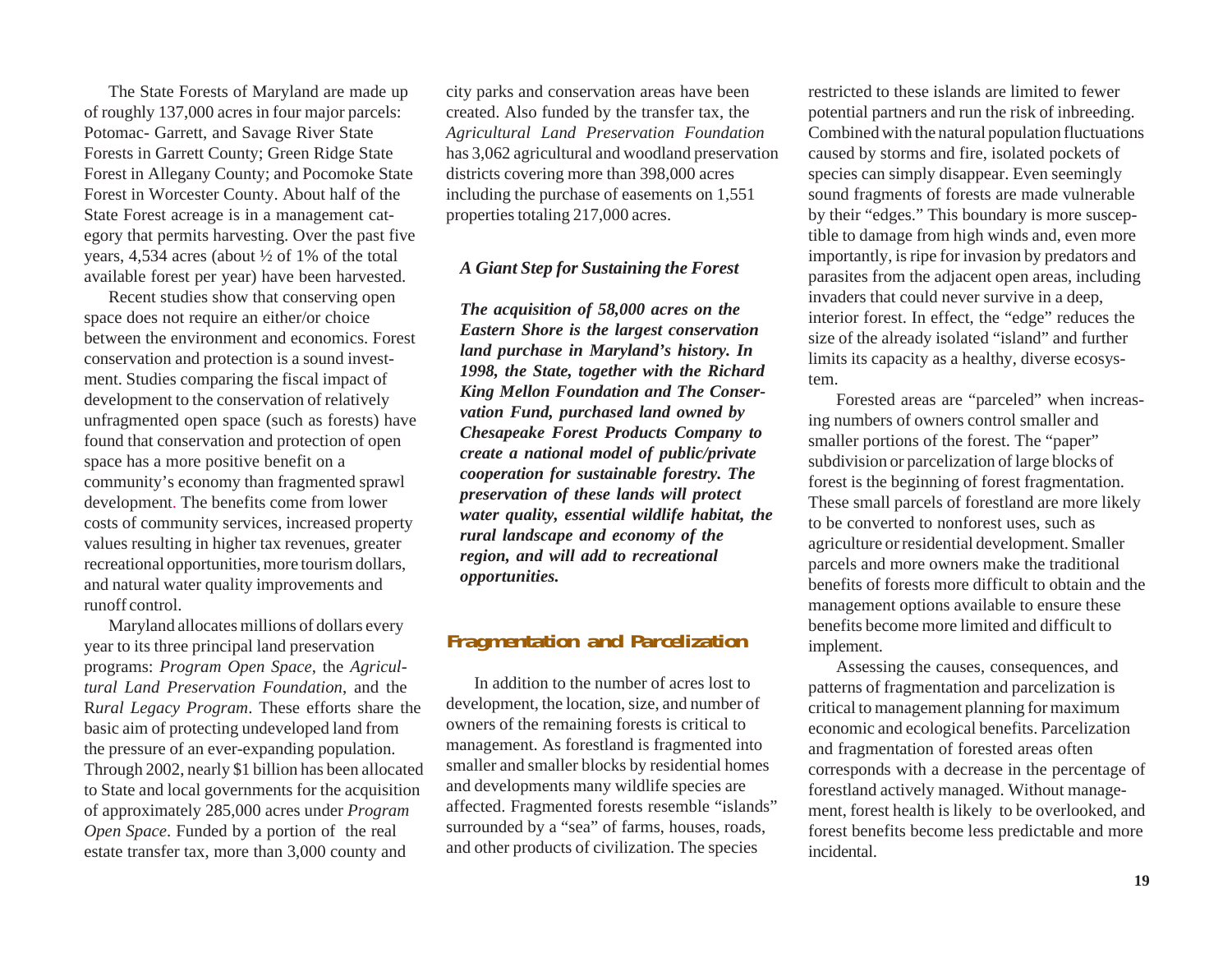The State Forests of Maryland are made up of roughly 137,000 acres in four major parcels: Potomac- Garrett, and Savage River State Forests in Garrett County; Green Ridge State Forest in Allegany County; and Pocomoke State Forest in Worcester County. About half of the State Forest acreage is in a management category that permits harvesting. Over the past five years, 4,534 acres (about ½ of 1% of the total available forest per year) have been harvested.

Recent studies show that conserving open space does not require an either/or choice between the environment and economics. Forest conservation and protection is a sound investment. Studies comparing the fiscal impact of development to the conservation of relatively unfragmented open space (such as forests) have found that conservation and protection of open space has a more positive benefit on a community's economy than fragmented sprawl development. The benefits come from lower costs of community services, increased property values resulting in higher tax revenues, greater recreational opportunities, more tourism dollars, and natural water quality improvements and runoff control.

Maryland allocates millions of dollars every year to its three principal land preservation programs: *Program Open Space*, the *Agricultural Land Preservation Foundation*, and the R*ural Legacy Program*. These efforts share the basic aim of protecting undeveloped land from the pressure of an ever-expanding population. Through 2002, nearly $1 billion has been allocated to State and local governments for the acquisition of approximately 285,000 acres under *Program Open Space*. Funded by a portion of the real estate transfer tax, more than 3,000 county and city parks and conservation areas have been created. Also funded by the transfer tax, the *Agricultural Land Preservation Foundation* has 3,062 agricultural and woodland preservation districts covering more than 398,000 acres including the purchase of easements on 1,551 properties totaling 217,000 acres.

### *A Giant Step for Sustaining the Forest*

***The acquisition of 58,000 acres on the Eastern Shore is the largest conservation land purchase in Maryland's history. In 1998, the State, together with the Richard King Mellon Foundation and The Conservation Fund, purchased land owned by Chesapeake Forest Products Company to create a national model of public/private cooperation for sustainable forestry. The preservation of these lands will protect water quality, essential wildlife habitat, the rural landscape and economy of the region, and will add to recreational opportunities.***

## Fragmentation and Parcelization

In addition to the number of acres lost to development, the location, size, and number of owners of the remaining forests is critical to management. As forestland is fragmented into smaller and smaller blocks by residential homes and developments many wildlife species are affected. Fragmented forests resemble "islands" surrounded by a "sea" of farms, houses, roads, and other products of civilization. The species restricted to these islands are limited to fewer potential partners and run the risk of inbreeding. Combined with the natural population fluctuations caused by storms and fire, isolated pockets of species can simply disappear. Even seemingly sound fragments of forests are made vulnerable by their "edges." This boundary is more susceptible to damage from high winds and, even more importantly, is ripe for invasion by predators and parasites from the adjacent open areas, including invaders that could never survive in a deep, interior forest. In effect, the "edge" reduces the size of the already isolated "island" and further limits its capacity as a healthy, diverse ecosystem.

Forested areas are "parceled" when increasing numbers of owners control smaller and smaller portions of the forest. The "paper" subdivision or parcelization of large blocks of forest is the beginning of forest fragmentation. These small parcels of forestland are more likely to be converted to nonforest uses, such as agriculture or residential development. Smaller parcels and more owners make the traditional benefits of forests more difficult to obtain and the management options available to ensure these benefits become more limited and difficult to implement.

Assessing the causes, consequences, and patterns of fragmentation and parcelization is critical to management planning for maximum economic and ecological benefits. Parcelization and fragmentation of forested areas often corresponds with a decrease in the percentage of forestland actively managed. Without management, forest health is likely to be overlooked, and forest benefits become less predictable and more incidental.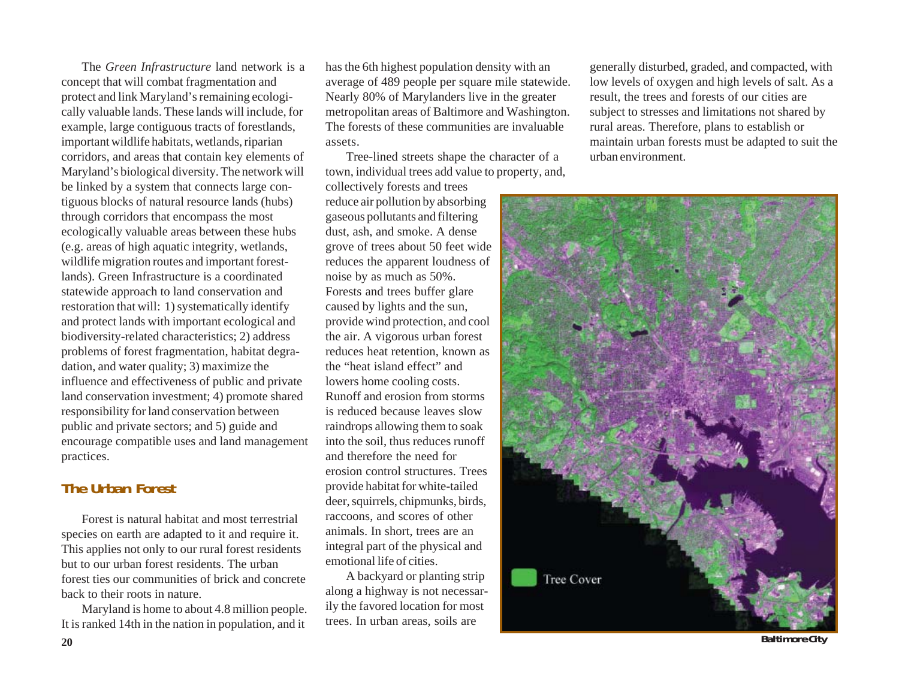The *Green Infrastructure* land network is a concept that will combat fragmentation and protect and link Maryland's remaining ecologically valuable lands. These lands will include, for example, large contiguous tracts of forestlands, important wildlife habitats, wetlands, riparian corridors, and areas that contain key elements of Maryland's biological diversity. The network will be linked by a system that connects large contiguous blocks of natural resource lands (hubs) through corridors that encompass the most ecologically valuable areas between these hubs (e.g. areas of high aquatic integrity, wetlands, wildlife migration routes and important forestlands). Green Infrastructure is a coordinated statewide approach to land conservation and restoration that will: 1) systematically identify and protect lands with important ecological and biodiversity-related characteristics; 2) address problems of forest fragmentation, habitat degradation, and water quality; 3) maximize the influence and effectiveness of public and private land conservation investment; 4) promote shared responsibility for land conservation between public and private sectors; and 5) guide and encourage compatible uses and land management practices.

## The Urban Forest

Forest is natural habitat and most terrestrial species on earth are adapted to it and require it. This applies not only to our rural forest residents but to our urban forest residents. The urban forest ties our communities of brick and concrete back to their roots in nature.

Maryland is home to about 4.8 million people. It is ranked 14th in the nation in population, and it has the 6th highest population density with an average of 489 people per square mile statewide. Nearly 80% of Marylanders live in the greater metropolitan areas of Baltimore and Washington. The forests of these communities are invaluable assets.

Tree-lined streets shape the character of a town, individual trees add value to property, and, collectively forests and trees reduce air pollution by absorbing gaseous pollutants and filtering dust, ash, and smoke. A dense grove of trees about 50 feet wide reduces the apparent loudness of noise by as much as 50%. Forests and trees buffer glare caused by lights and the sun, provide wind protection, and cool the air. A vigorous urban forest reduces heat retention, known as the "heat island effect" and lowers home cooling costs. Runoff and erosion from storms is reduced because leaves slow raindrops allowing them to soak into the soil, thus reduces runoff and therefore the need for erosion control structures. Trees provide habitat for white-tailed deer, squirrels, chipmunks, birds, raccoons, and scores of other animals. In short, trees are an integral part of the physical and emotional life of cities.

A backyard or planting strip along a highway is not necessarily the favored location for most trees. In urban areas, soils are generally disturbed, graded, and compacted, with low levels of oxygen and high levels of salt. As a result, the trees and forests of our cities are subject to stresses and limitations not shared by rural areas. Therefore, plans to establish or maintain urban forests must be adapted to suit the urban environment.

Tree Cover

Baltimore City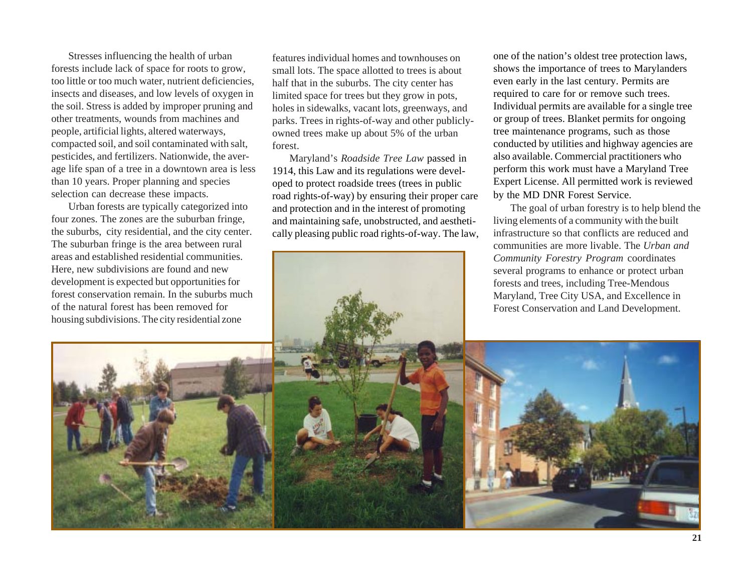Stresses influencing the health of urban forests include lack of space for roots to grow, too little or too much water, nutrient deficiencies, insects and diseases, and low levels of oxygen in the soil. Stress is added by improper pruning and other treatments, wounds from machines and people, artificial lights, altered waterways, compacted soil, and soil contaminated with salt, pesticides, and fertilizers. Nationwide, the average life span of a tree in a downtown area is less than 10 years. Proper planning and species selection can decrease these impacts.

Urban forests are typically categorized into four zones. The zones are the suburban fringe, the suburbs, city residential, and the city center. The suburban fringe is the area between rural areas and established residential communities. Here, new subdivisions are found and new development is expected but opportunities for forest conservation remain. In the suburbs much of the natural forest has been removed for housing subdivisions. The city residential zone features individual homes and townhouses on small lots. The space allotted to trees is about half that in the suburbs. The city center has limited space for trees but they grow in pots, holes in sidewalks, vacant lots, greenways, and parks. Trees in rights-of-way and other publicly-owned trees make up about 5% of the urban forest.

Maryland's *Roadside Tree Law* passed in 1914, this Law and its regulations were developed to protect roadside trees (trees in public road rights-of-way) by ensuring their proper care and protection and in the interest of promoting and maintaining safe, unobstructed, and aesthetically pleasing public road rights-of-way. The law, one of the nation's oldest tree protection laws, shows the importance of trees to Marylanders even early in the last century. Permits are required to care for or remove such trees. Individual permits are available for a single tree or group of trees. Blanket permits for ongoing tree maintenance programs, such as those conducted by utilities and highway agencies are also available. Commercial practitioners who perform this work must have a Maryland Tree Expert License. All permitted work is reviewed by the MD DNR Forest Service.

The goal of urban forestry is to help blend the living elements of a community with the built infrastructure so that conflicts are reduced and communities are more livable. The *Urban and Community Forestry Program* coordinates several programs to enhance or protect urban forests and trees, including Tree-Mendous Maryland, Tree City USA, and Excellence in Forest Conservation and Land Development.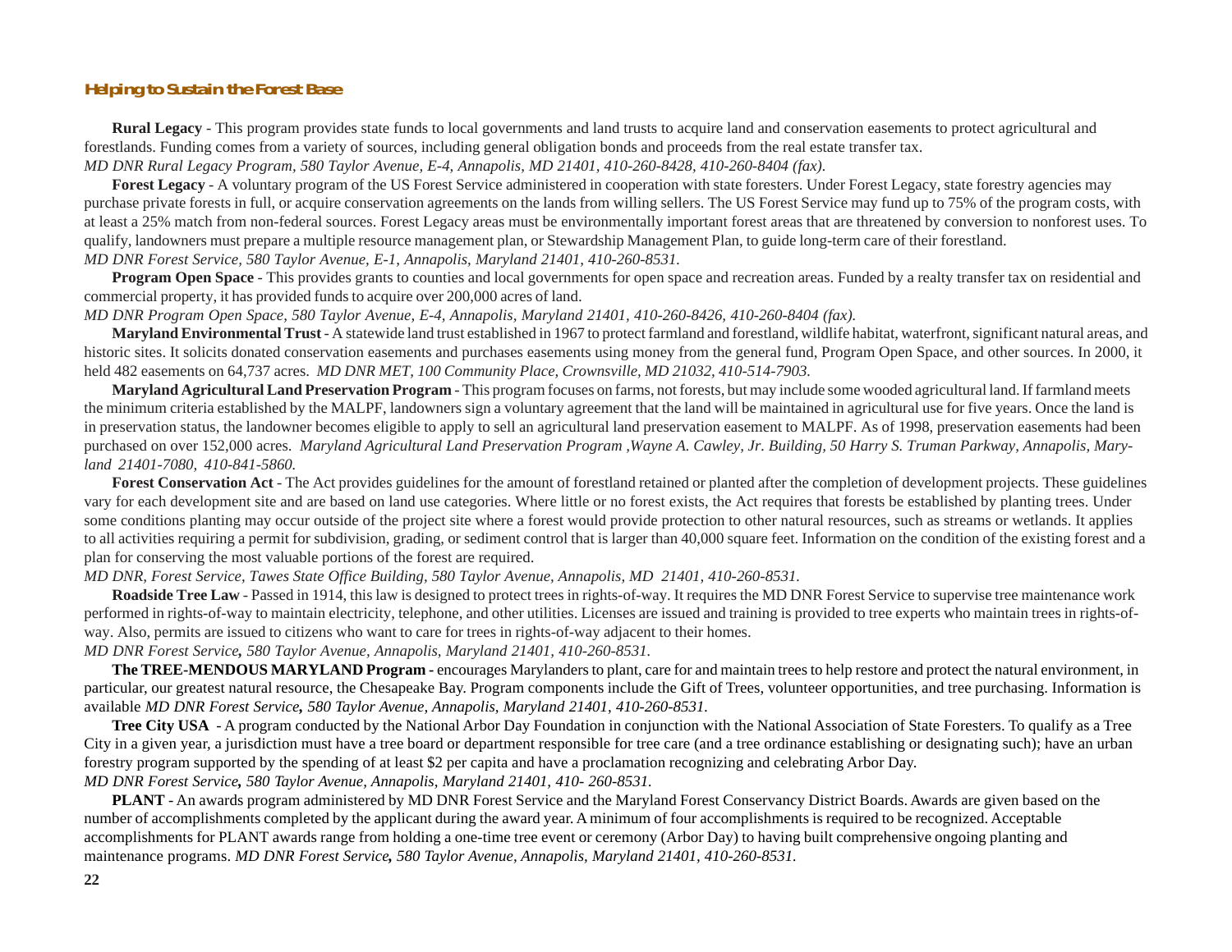## Helping to Sustain the Forest Base

**Rural Legacy** - This program provides state funds to local governments and land trusts to acquire land and conservation easements to protect agricultural and forestlands. Funding comes from a variety of sources, including general obligation bonds and proceeds from the real estate transfer tax.
*MD DNR Rural Legacy Program, 580 Taylor Avenue, E-4, Annapolis, MD 21401, 410-260-8428, 410-260-8404 (fax).*

**Forest Legacy** - A voluntary program of the US Forest Service administered in cooperation with state foresters. Under Forest Legacy, state forestry agencies may purchase private forests in full, or acquire conservation agreements on the lands from willing sellers. The US Forest Service may fund up to 75% of the program costs, with at least a 25% match from non-federal sources. Forest Legacy areas must be environmentally important forest areas that are threatened by conversion to nonforest uses. To qualify, landowners must prepare a multiple resource management plan, or Stewardship Management Plan, to guide long-term care of their forestland.
*MD DNR Forest Service, 580 Taylor Avenue, E-1, Annapolis, Maryland 21401, 410-260-8531.*

**Program Open Space** - This provides grants to counties and local governments for open space and recreation areas. Funded by a realty transfer tax on residential and commercial property, it has provided funds to acquire over 200,000 acres of land.
*MD DNR Program Open Space, 580 Taylor Avenue, E-4, Annapolis, Maryland 21401, 410-260-8426, 410-260-8404 (fax).*

**Maryland Environmental Trust** - A statewide land trust established in 1967 to protect farmland and forestland, wildlife habitat, waterfront, significant natural areas, and historic sites. It solicits donated conservation easements and purchases easements using money from the general fund, Program Open Space, and other sources. In 2000, it held 482 easements on 64,737 acres. *MD DNR MET, 100 Community Place, Crownsville, MD 21032, 410-514-7903.*

**Maryland Agricultural Land Preservation Program** - This program focuses on farms, not forests, but may include some wooded agricultural land. If farmland meets the minimum criteria established by the MALPF, landowners sign a voluntary agreement that the land will be maintained in agricultural use for five years. Once the land is in preservation status, the landowner becomes eligible to apply to sell an agricultural land preservation easement to MALPF. As of 1998, preservation easements had been purchased on over 152,000 acres. *Maryland Agricultural Land Preservation Program ,Wayne A. Cawley, Jr. Building, 50 Harry S. Truman Parkway, Annapolis, Maryland 21401-7080, 410-841-5860.*

**Forest Conservation Act** - The Act provides guidelines for the amount of forestland retained or planted after the completion of development projects. These guidelines vary for each development site and are based on land use categories. Where little or no forest exists, the Act requires that forests be established by planting trees. Under some conditions planting may occur outside of the project site where a forest would provide protection to other natural resources, such as streams or wetlands. It applies to all activities requiring a permit for subdivision, grading, or sediment control that is larger than 40,000 square feet. Information on the condition of the existing forest and a plan for conserving the most valuable portions of the forest are required.
*MD DNR, Forest Service, Tawes State Office Building, 580 Taylor Avenue, Annapolis, MD 21401, 410-260-8531.*

**Roadside Tree Law** - Passed in 1914, this law is designed to protect trees in rights-of-way. It requires the MD DNR Forest Service to supervise tree maintenance work performed in rights-of-way to maintain electricity, telephone, and other utilities. Licenses are issued and training is provided to tree experts who maintain trees in rights-of-way. Also, permits are issued to citizens who want to care for trees in rights-of-way adjacent to their homes.
*MD DNR Forest Service, 580 Taylor Avenue, Annapolis, Maryland 21401, 410-260-8531.*

**The TREE-MENDOUS MARYLAND Program** - encourages Marylanders to plant, care for and maintain trees to help restore and protect the natural environment, in particular, our greatest natural resource, the Chesapeake Bay. Program components include the Gift of Trees, volunteer opportunities, and tree purchasing. Information is available *MD DNR Forest Service, 580 Taylor Avenue, Annapolis, Maryland 21401, 410-260-8531.*

**Tree City USA** - A program conducted by the National Arbor Day Foundation in conjunction with the National Association of State Foresters. To qualify as a Tree City in a given year, a jurisdiction must have a tree board or department responsible for tree care (and a tree ordinance establishing or designating such); have an urban forestry program supported by the spending of at least $2 per capita and have a proclamation recognizing and celebrating Arbor Day.
*MD DNR Forest Service, 580 Taylor Avenue, Annapolis, Maryland 21401, 410- 260-8531.*

**PLANT** - An awards program administered by MD DNR Forest Service and the Maryland Forest Conservancy District Boards. Awards are given based on the number of accomplishments completed by the applicant during the award year. A minimum of four accomplishments is required to be recognized. Acceptable accomplishments for PLANT awards range from holding a one-time tree event or ceremony (Arbor Day) to having built comprehensive ongoing planting and maintenance programs. *MD DNR Forest Service, 580 Taylor Avenue, Annapolis, Maryland 21401, 410-260-8531.*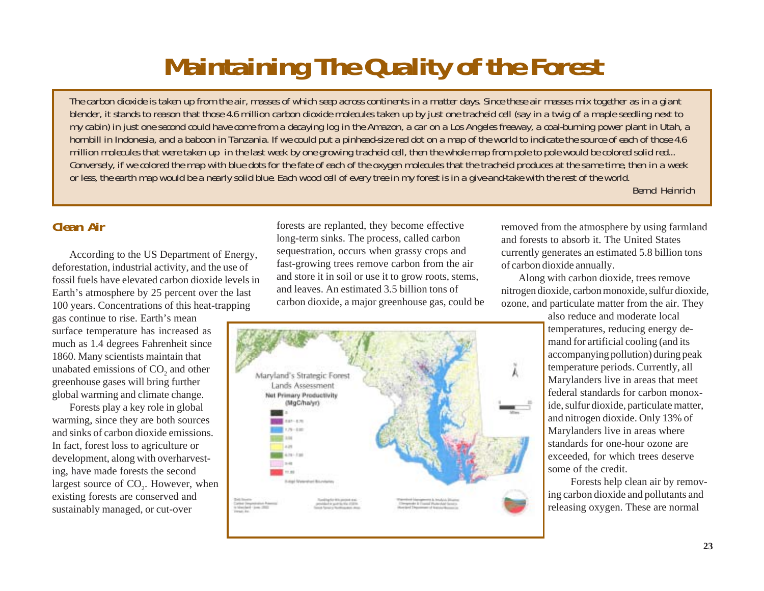# Maintaining The Quality of the Forest

*The carbon dioxide is taken up from the air, masses of which seep across continents in a matter days. Since these air masses mix together as in a giant blender, it stands to reason that those 4.6 million carbon dioxide molecules taken up by just one tracheid cell (say in a twig of a maple seedling next to my cabin) in just one second could have come from a decaying log in the Amazon, a car on a Los Angeles freeway, a coal-burning power plant in Utah, a hornbill in Indonesia, and a baboon in Tanzania. If we could put a pinhead-size red dot on a map of the world to indicate the source of each of those 4.6 million molecules that were taken up in the last week by one growing tracheid cell, then the whole map from pole to pole would be colored solid red... Conversely, if we colored the map with blue dots for the fate of each of the oxygen molecules that the tracheid produces at the same time, then in a week or less, the earth map would be a nearly solid blue. Each wood cell of every tree in my forest is in a give-and-take with the rest of the world.*

*Bernd Heinrich*

### Clean Air

According to the US Department of Energy, deforestation, industrial activity, and the use of fossil fuels have elevated carbon dioxide levels in Earth's atmosphere by 25 percent over the last 100 years. Concentrations of this heat-trapping gas continue to rise. Earth's mean surface temperature has increased as much as 1.4 degrees Fahrenheit since 1860. Many scientists maintain that unabated emissions of $CO_2$ and other greenhouse gases will bring further global warming and climate change.

Forests play a key role in global warming, since they are both sources and sinks of carbon dioxide emissions. In fact, forest loss to agriculture or development, along with overharvesting, have made forests the second largest source of $CO_2$. However, when existing forests are conserved and sustainably managed, or cut-over forests are replanted, they become effective long-term sinks. The process, called carbon sequestration, occurs when grassy crops and fast-growing trees remove carbon from the air and store it in soil or use it to grow roots, stems, and leaves. An estimated 3.5 billion tons of carbon dioxide, a major greenhouse gas, could be removed from the atmosphere by using farmland and forests to absorb it. The United States currently generates an estimated 5.8 billion tons of carbon dioxide annually.

Along with carbon dioxide, trees remove nitrogen dioxide, carbon monoxide, sulfur dioxide, ozone, and particulate matter from the air. They also reduce and moderate local temperatures, reducing energy demand for artificial cooling (and its accompanying pollution) during peak temperature periods. Currently, all Marylanders live in areas that meet federal standards for carbon monoxide, sulfur dioxide, particulate matter, and nitrogen dioxide. Only 13% of Marylanders live in areas where standards for one-hour ozone are exceeded, for which trees deserve some of the credit.

Forests help clean air by removing carbon dioxide and pollutants and releasing oxygen. These are normal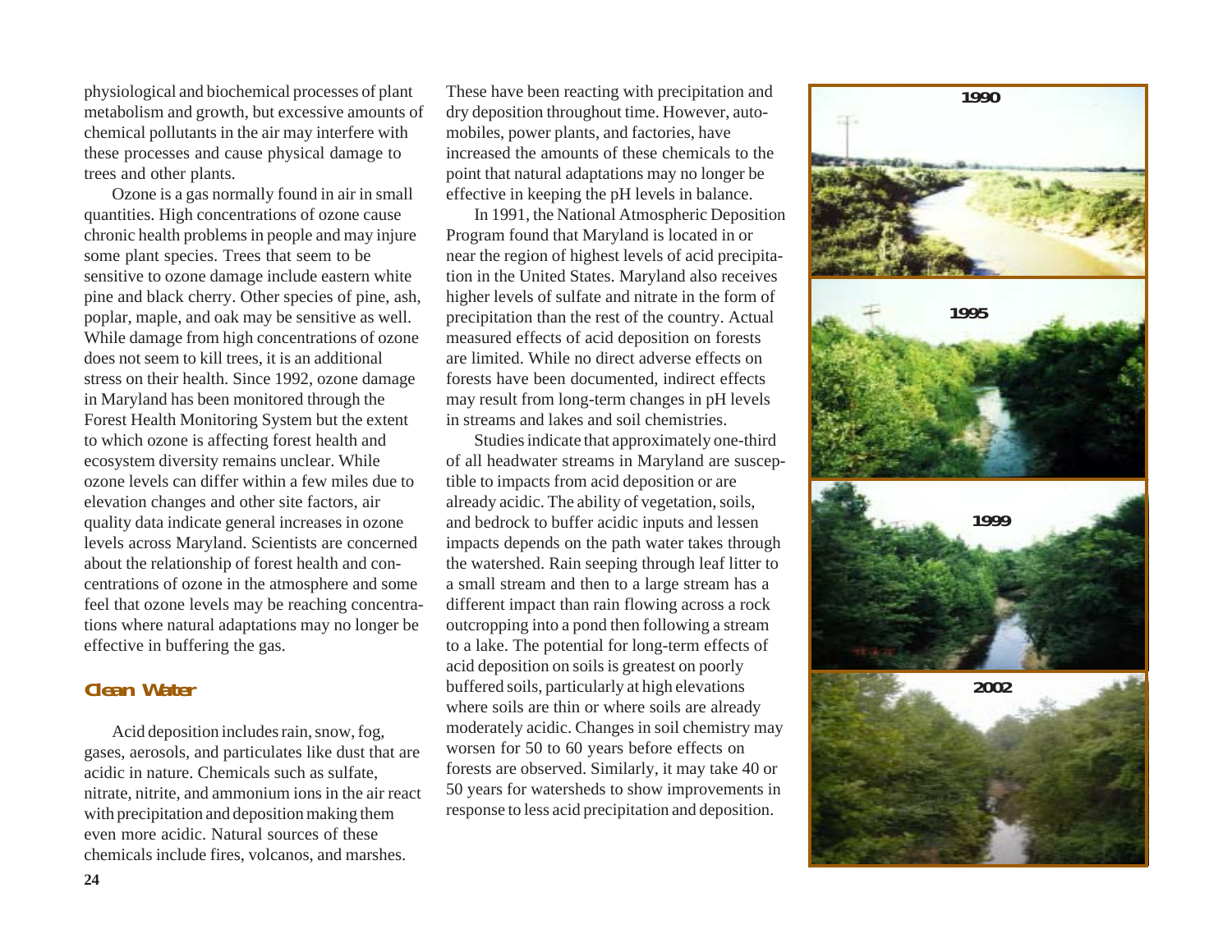physiological and biochemical processes of plant metabolism and growth, but excessive amounts of chemical pollutants in the air may interfere with these processes and cause physical damage to trees and other plants.

Ozone is a gas normally found in air in small quantities. High concentrations of ozone cause chronic health problems in people and may injure some plant species. Trees that seem to be sensitive to ozone damage include eastern white pine and black cherry. Other species of pine, ash, poplar, maple, and oak may be sensitive as well. While damage from high concentrations of ozone does not seem to kill trees, it is an additional stress on their health. Since 1992, ozone damage in Maryland has been monitored through the Forest Health Monitoring System but the extent to which ozone is affecting forest health and ecosystem diversity remains unclear. While ozone levels can differ within a few miles due to elevation changes and other site factors, air quality data indicate general increases in ozone levels across Maryland. Scientists are concerned about the relationship of forest health and concentrations of ozone in the atmosphere and some feel that ozone levels may be reaching concentrations where natural adaptations may no longer be effective in buffering the gas.

## Clean Water

Acid deposition includes rain, snow, fog, gases, aerosols, and particulates like dust that are acidic in nature. Chemicals such as sulfate, nitrate, nitrite, and ammonium ions in the air react with precipitation and deposition making them even more acidic. Natural sources of these chemicals include fires, volcanos, and marshes. These have been reacting with precipitation and dry deposition throughout time. However, automobiles, power plants, and factories, have increased the amounts of these chemicals to the point that natural adaptations may no longer be effective in keeping the pH levels in balance.

In 1991, the National Atmospheric Deposition Program found that Maryland is located in or near the region of highest levels of acid precipitation in the United States. Maryland also receives higher levels of sulfate and nitrate in the form of precipitation than the rest of the country. Actual measured effects of acid deposition on forests are limited. While no direct adverse effects on forests have been documented, indirect effects may result from long-term changes in pH levels in streams and lakes and soil chemistries.

Studies indicate that approximately one-third of all headwater streams in Maryland are susceptible to impacts from acid deposition or are already acidic. The ability of vegetation, soils, and bedrock to buffer acidic inputs and lessen impacts depends on the path water takes through the watershed. Rain seeping through leaf litter to a small stream and then to a large stream has a different impact than rain flowing across a rock outcropping into a pond then following a stream to a lake. The potential for long-term effects of acid deposition on soils is greatest on poorly buffered soils, particularly at high elevations where soils are thin or where soils are already moderately acidic. Changes in soil chemistry may worsen for 50 to 60 years before effects on forests are observed. Similarly, it may take 40 or 50 years for watersheds to show improvements in response to less acid precipitation and deposition.

1990

1995

1999

2002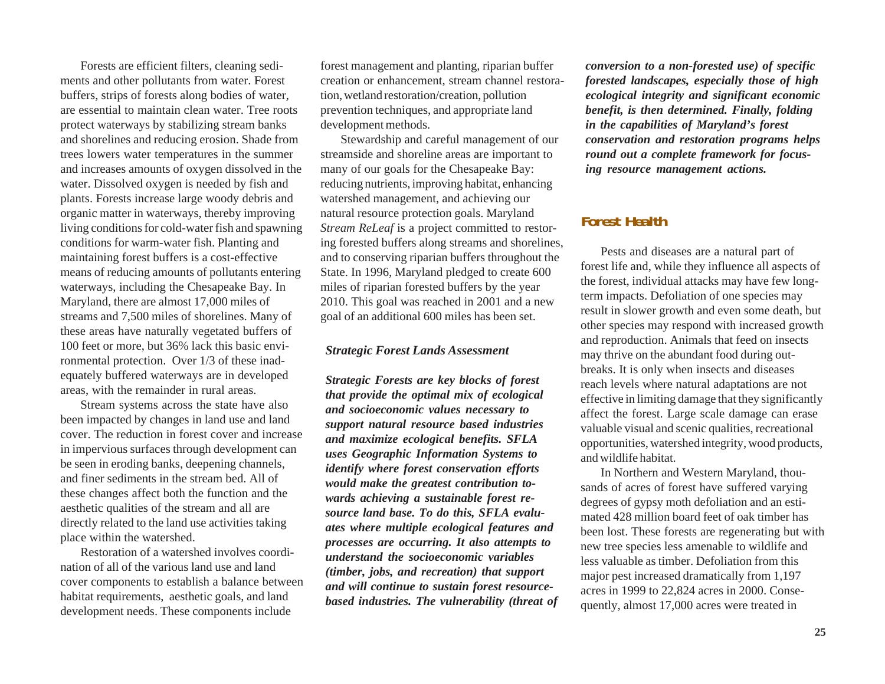Forests are efficient filters, cleaning sediments and other pollutants from water. Forest buffers, strips of forests along bodies of water, are essential to maintain clean water. Tree roots protect waterways by stabilizing stream banks and shorelines and reducing erosion. Shade from trees lowers water temperatures in the summer and increases amounts of oxygen dissolved in the water. Dissolved oxygen is needed by fish and plants. Forests increase large woody debris and organic matter in waterways, thereby improving living conditions for cold-water fish and spawning conditions for warm-water fish. Planting and maintaining forest buffers is a cost-effective means of reducing amounts of pollutants entering waterways, including the Chesapeake Bay. In Maryland, there are almost 17,000 miles of streams and 7,500 miles of shorelines. Many of these areas have naturally vegetated buffers of 100 feet or more, but 36% lack this basic environmental protection. Over 1/3 of these inadequately buffered waterways are in developed areas, with the remainder in rural areas.

Stream systems across the state have also been impacted by changes in land use and land cover. The reduction in forest cover and increase in impervious surfaces through development can be seen in eroding banks, deepening channels, and finer sediments in the stream bed. All of these changes affect both the function and the aesthetic qualities of the stream and all are directly related to the land use activities taking place within the watershed.

Restoration of a watershed involves coordination of all of the various land use and land cover components to establish a balance between habitat requirements, aesthetic goals, and land development needs. These components include forest management and planting, riparian buffer creation or enhancement, stream channel restoration, wetland restoration/creation, pollution prevention techniques, and appropriate land development methods.

Stewardship and careful management of our streamside and shoreline areas are important to many of our goals for the Chesapeake Bay: reducing nutrients, improving habitat, enhancing watershed management, and achieving our natural resource protection goals. Maryland *Stream ReLeaf* is a project committed to restoring forested buffers along streams and shorelines, and to conserving riparian buffers throughout the State. In 1996, Maryland pledged to create 600 miles of riparian forested buffers by the year 2010. This goal was reached in 2001 and a new goal of an additional 600 miles has been set.

### *Strategic Forest Lands Assessment*

***Strategic Forests are key blocks of forest that provide the optimal mix of ecological and socioeconomic values necessary to support natural resource based industries and maximize ecological benefits. SFLA uses Geographic Information Systems to identify where forest conservation efforts would make the greatest contribution towards achieving a sustainable forest resource land base. To do this, SFLA evaluates where multiple ecological features and processes are occurring. It also attempts to understand the socioeconomic variables (timber, jobs, and recreation) that support and will continue to sustain forest resource-based industries. The vulnerability (threat of conversion to a non-forested use) of specific forested landscapes, especially those of high ecological integrity and significant economic benefit, is then determined. Finally, folding in the capabilities of Maryland's forest conservation and restoration programs helps round out a complete framework for focusing resource management actions.***

## Forest Health

Pests and diseases are a natural part of forest life and, while they influence all aspects of the forest, individual attacks may have few long-term impacts. Defoliation of one species may result in slower growth and even some death, but other species may respond with increased growth and reproduction. Animals that feed on insects may thrive on the abundant food during outbreaks. It is only when insects and diseases reach levels where natural adaptations are not effective in limiting damage that they significantly affect the forest. Large scale damage can erase valuable visual and scenic qualities, recreational opportunities, watershed integrity, wood products, and wildlife habitat.

In Northern and Western Maryland, thousands of acres of forest have suffered varying degrees of gypsy moth defoliation and an estimated 428 million board feet of oak timber has been lost. These forests are regenerating but with new tree species less amenable to wildlife and less valuable as timber. Defoliation from this major pest increased dramatically from 1,197 acres in 1999 to 22,824 acres in 2000. Consequently, almost 17,000 acres were treated in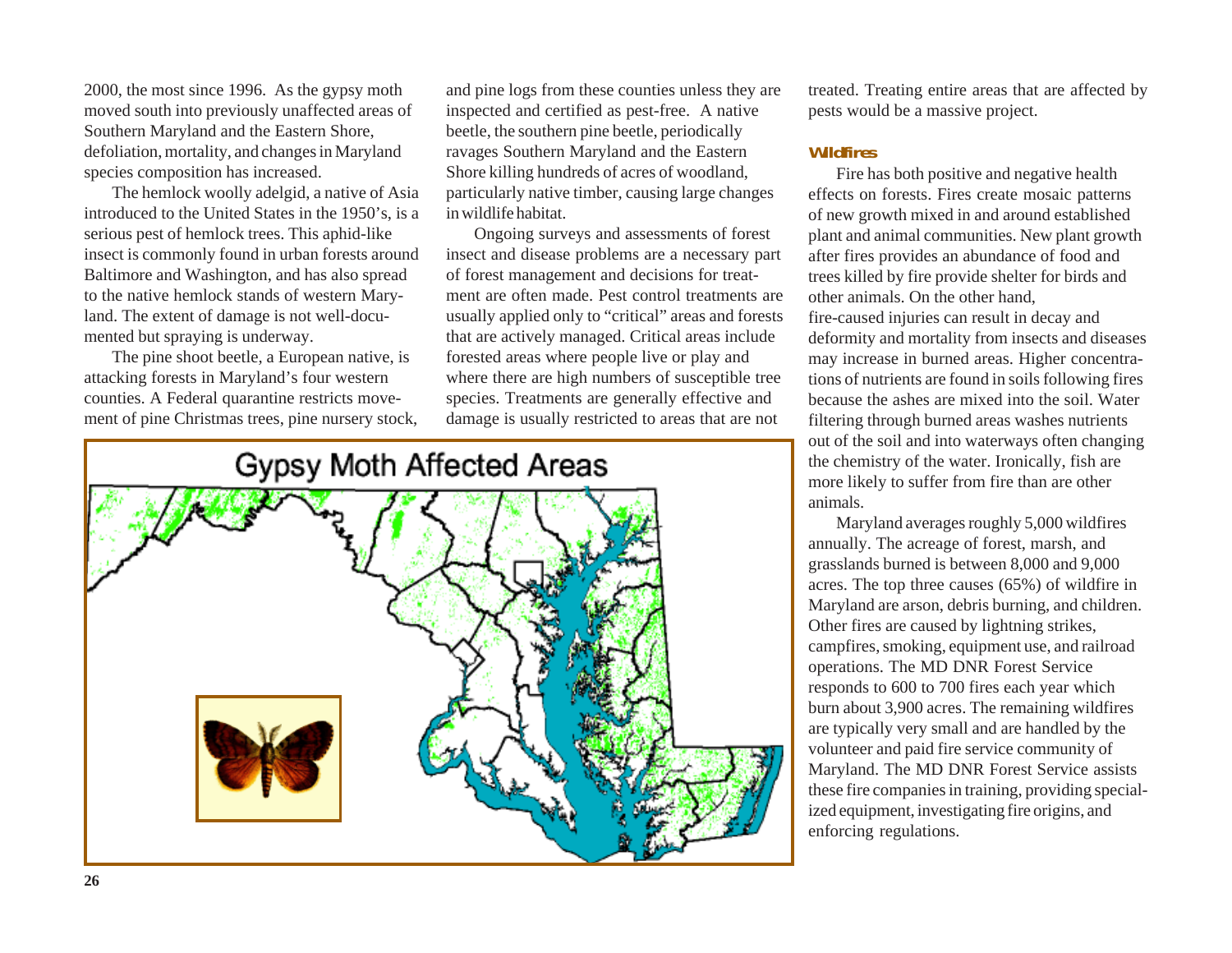2000, the most since 1996. As the gypsy moth moved south into previously unaffected areas of Southern Maryland and the Eastern Shore, defoliation, mortality, and changes in Maryland species composition has increased.

The hemlock woolly adelgid, a native of Asia introduced to the United States in the 1950's, is a serious pest of hemlock trees. This aphid-like insect is commonly found in urban forests around Baltimore and Washington, and has also spread to the native hemlock stands of western Maryland. The extent of damage is not well-documented but spraying is underway.

The pine shoot beetle, a European native, is attacking forests in Maryland's four western counties. A Federal quarantine restricts movement of pine Christmas trees, pine nursery stock, and pine logs from these counties unless they are inspected and certified as pest-free. A native beetle, the southern pine beetle, periodically ravages Southern Maryland and the Eastern Shore killing hundreds of acres of woodland, particularly native timber, causing large changes in wildlife habitat.

Ongoing surveys and assessments of forest insect and disease problems are a necessary part of forest management and decisions for treatment are often made. Pest control treatments are usually applied only to "critical" areas and forests that are actively managed. Critical areas include forested areas where people live or play and where there are high numbers of susceptible tree species. Treatments are generally effective and damage is usually restricted to areas that are not treated. Treating entire areas that are affected by pests would be a massive project.

Gypsy Moth Affected Areas

### Wildfires

Fire has both positive and negative health effects on forests. Fires create mosaic patterns of new growth mixed in and around established plant and animal communities. New plant growth after fires provides an abundance of food and trees killed by fire provide shelter for birds and other animals. On the other hand, fire-caused injuries can result in decay and deformity and mortality from insects and diseases may increase in burned areas. Higher concentrations of nutrients are found in soils following fires because the ashes are mixed into the soil. Water filtering through burned areas washes nutrients out of the soil and into waterways often changing the chemistry of the water. Ironically, fish are more likely to suffer from fire than are other animals.

Maryland averages roughly 5,000 wildfires annually. The acreage of forest, marsh, and grasslands burned is between 8,000 and 9,000 acres. The top three causes (65%) of wildfire in Maryland are arson, debris burning, and children. Other fires are caused by lightning strikes, campfires, smoking, equipment use, and railroad operations. The MD DNR Forest Service responds to 600 to 700 fires each year which burn about 3,900 acres. The remaining wildfires are typically very small and are handled by the volunteer and paid fire service community of Maryland. The MD DNR Forest Service assists these fire companies in training, providing specialized equipment, investigating fire origins, and enforcing regulations.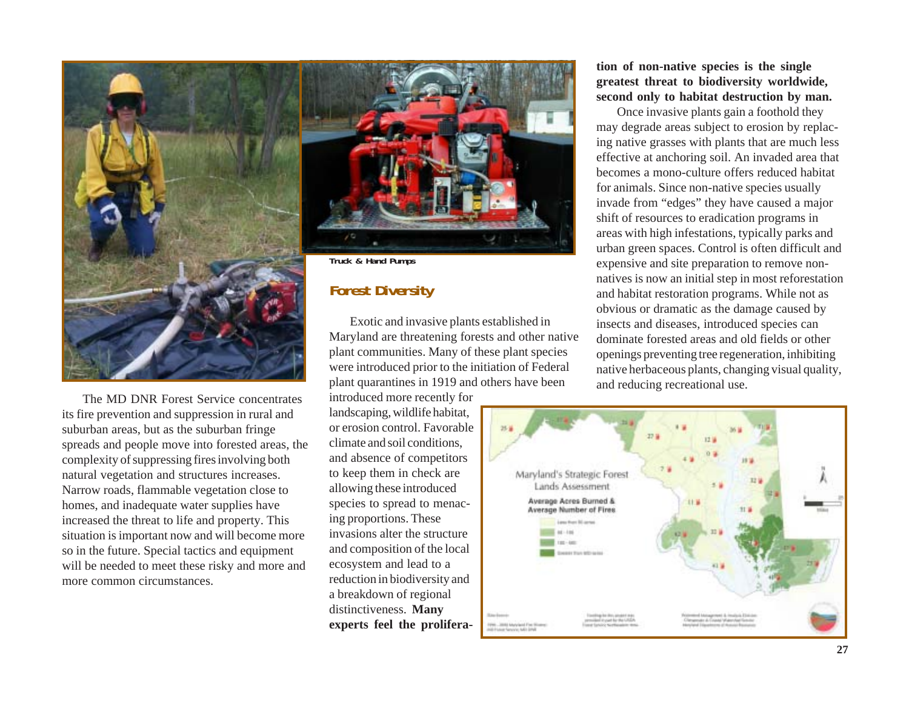Truck & Hand Pumps

The MD DNR Forest Service concentrates its fire prevention and suppression in rural and suburban areas, but as the suburban fringe spreads and people move into forested areas, the complexity of suppressing fires involving both natural vegetation and structures increases. Narrow roads, flammable vegetation close to homes, and inadequate water supplies have increased the threat to life and property. This situation is important now and will become more so in the future. Special tactics and equipment will be needed to meet these risky and more and more common circumstances.

## Forest Diversity

Exotic and invasive plants established in Maryland are threatening forests and other native plant communities. Many of these plant species were introduced prior to the initiation of Federal plant quarantines in 1919 and others have been introduced more recently for landscaping, wildlife habitat, or erosion control. Favorable climate and soil conditions, and absence of competitors to keep them in check are allowing these introduced species to spread to menacing proportions. These invasions alter the structure and composition of the local ecosystem and lead to a reduction in biodiversity and a breakdown of regional distinctiveness. **Many experts feel the proliferation of non-native species is the single greatest threat to biodiversity worldwide, second only to habitat destruction by man.**

Once invasive plants gain a foothold they may degrade areas subject to erosion by replacing native grasses with plants that are much less effective at anchoring soil. An invaded area that becomes a mono-culture offers reduced habitat for animals. Since non-native species usually invade from "edges" they have caused a major shift of resources to eradication programs in areas with high infestations, typically parks and urban green spaces. Control is often difficult and expensive and site preparation to remove non-natives is now an initial step in most reforestation and habitat restoration programs. While not as obvious or dramatic as the damage caused by insects and diseases, introduced species can dominate forested areas and old fields or other openings preventing tree regeneration, inhibiting native herbaceous plants, changing visual quality, and reducing recreational use.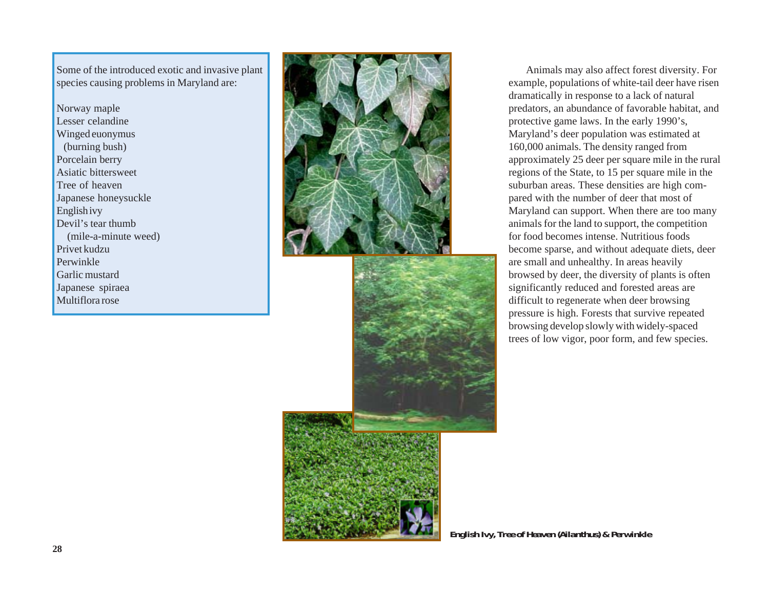Some of the introduced exotic and invasive plant species causing problems in Maryland are:

Norway maple
Lesser celandine
Winged euonymus
(burning bush)
Porcelain berry
Asiatic bittersweet
Tree of heaven
Japanese honeysuckle
English ivy
Devil's tear thumb
(mile-a-minute weed)
Privet kudzu
Perwinkle
Garlic mustard
Japanese spiraea
Multiflora rose

Animals may also affect forest diversity. For example, populations of white-tail deer have risen dramatically in response to a lack of natural predators, an abundance of favorable habitat, and protective game laws. In the early 1990's, Maryland's deer population was estimated at 160,000 animals. The density ranged from approximately 25 deer per square mile in the rural regions of the State, to 15 per square mile in the suburban areas. These densities are high compared with the number of deer that most of Maryland can support. When there are too many animals for the land to support, the competition for food becomes intense. Nutritious foods become sparse, and without adequate diets, deer are small and unhealthy. In areas heavily browsed by deer, the diversity of plants is often significantly reduced and forested areas are difficult to regenerate when deer browsing pressure is high. Forests that survive repeated browsing develop slowly with widely-spaced trees of low vigor, poor form, and few species.

**English Ivy, Tree of Heaven (Ailanthus) & Perwinkle**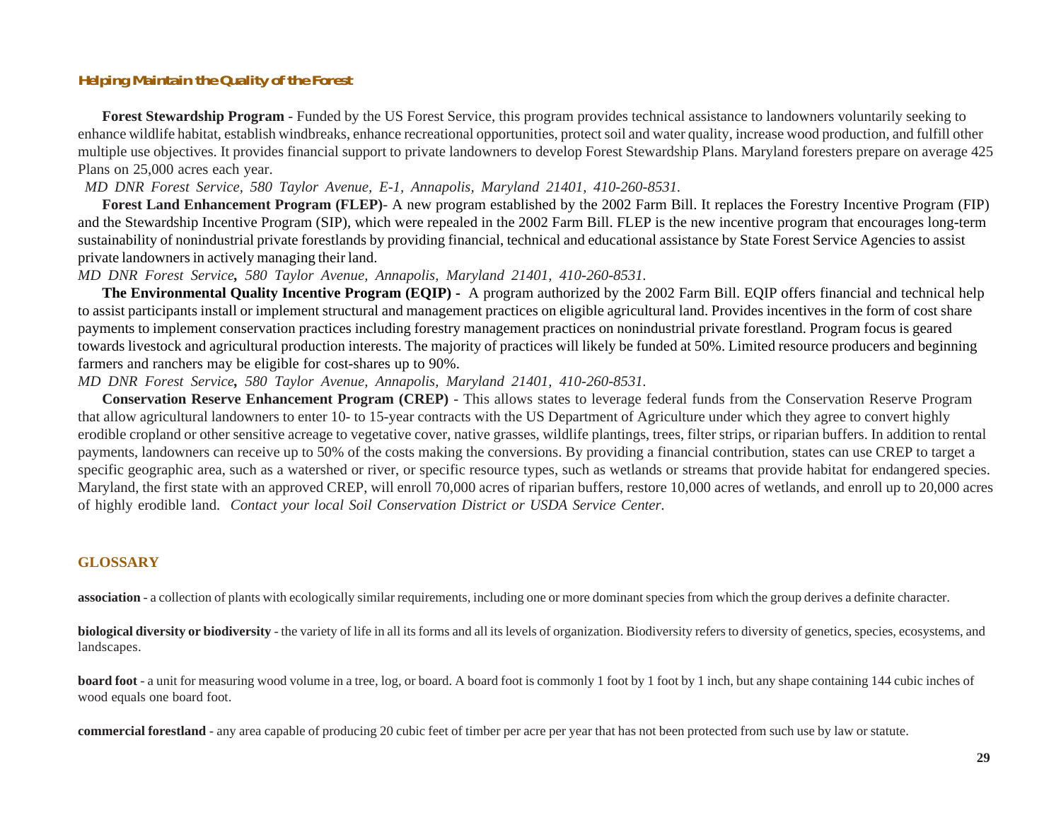### Helping Maintain the Quality of the Forest

**Forest Stewardship Program** - Funded by the US Forest Service, this program provides technical assistance to landowners voluntarily seeking to enhance wildlife habitat, establish windbreaks, enhance recreational opportunities, protect soil and water quality, increase wood production, and fulfill other multiple use objectives. It provides financial support to private landowners to develop Forest Stewardship Plans. Maryland foresters prepare on average 425 Plans on 25,000 acres each year.

*MD DNR Forest Service, 580 Taylor Avenue, E-1, Annapolis, Maryland 21401, 410-260-8531.*

**Forest Land Enhancement Program (FLEP)**- A new program established by the 2002 Farm Bill. It replaces the Forestry Incentive Program (FIP) and the Stewardship Incentive Program (SIP), which were repealed in the 2002 Farm Bill. FLEP is the new incentive program that encourages long-term sustainability of nonindustrial private forestlands by providing financial, technical and educational assistance by State Forest Service Agencies to assist private landowners in actively managing their land.

*MD DNR Forest Service, 580 Taylor Avenue, Annapolis, Maryland 21401, 410-260-8531.*

**The Environmental Quality Incentive Program (EQIP)** - A program authorized by the 2002 Farm Bill. EQIP offers financial and technical help to assist participants install or implement structural and management practices on eligible agricultural land. Provides incentives in the form of cost share payments to implement conservation practices including forestry management practices on nonindustrial private forestland. Program focus is geared towards livestock and agricultural production interests. The majority of practices will likely be funded at 50%. Limited resource producers and beginning farmers and ranchers may be eligible for cost-shares up to 90%.

*MD DNR Forest Service, 580 Taylor Avenue, Annapolis, Maryland 21401, 410-260-8531.*

**Conservation Reserve Enhancement Program (CREP)** - This allows states to leverage federal funds from the Conservation Reserve Program that allow agricultural landowners to enter 10- to 15-year contracts with the US Department of Agriculture under which they agree to convert highly erodible cropland or other sensitive acreage to vegetative cover, native grasses, wildlife plantings, trees, filter strips, or riparian buffers. In addition to rental payments, landowners can receive up to 50% of the costs making the conversions. By providing a financial contribution, states can use CREP to target a specific geographic area, such as a watershed or river, or specific resource types, such as wetlands or streams that provide habitat for endangered species. Maryland, the first state with an approved CREP, will enroll 70,000 acres of riparian buffers, restore 10,000 acres of wetlands, and enroll up to 20,000 acres of highly erodible land. *Contact your local Soil Conservation District or USDA Service Center.*

## GLOSSARY

**association** - a collection of plants with ecologically similar requirements, including one or more dominant species from which the group derives a definite character.

**biological diversity or biodiversity** - the variety of life in all its forms and all its levels of organization. Biodiversity refers to diversity of genetics, species, ecosystems, and landscapes.

**board foot** - a unit for measuring wood volume in a tree, log, or board. A board foot is commonly 1 foot by 1 foot by 1 inch, but any shape containing 144 cubic inches of wood equals one board foot.

**commercial forestland** - any area capable of producing 20 cubic feet of timber per acre per year that has not been protected from such use by law or statute.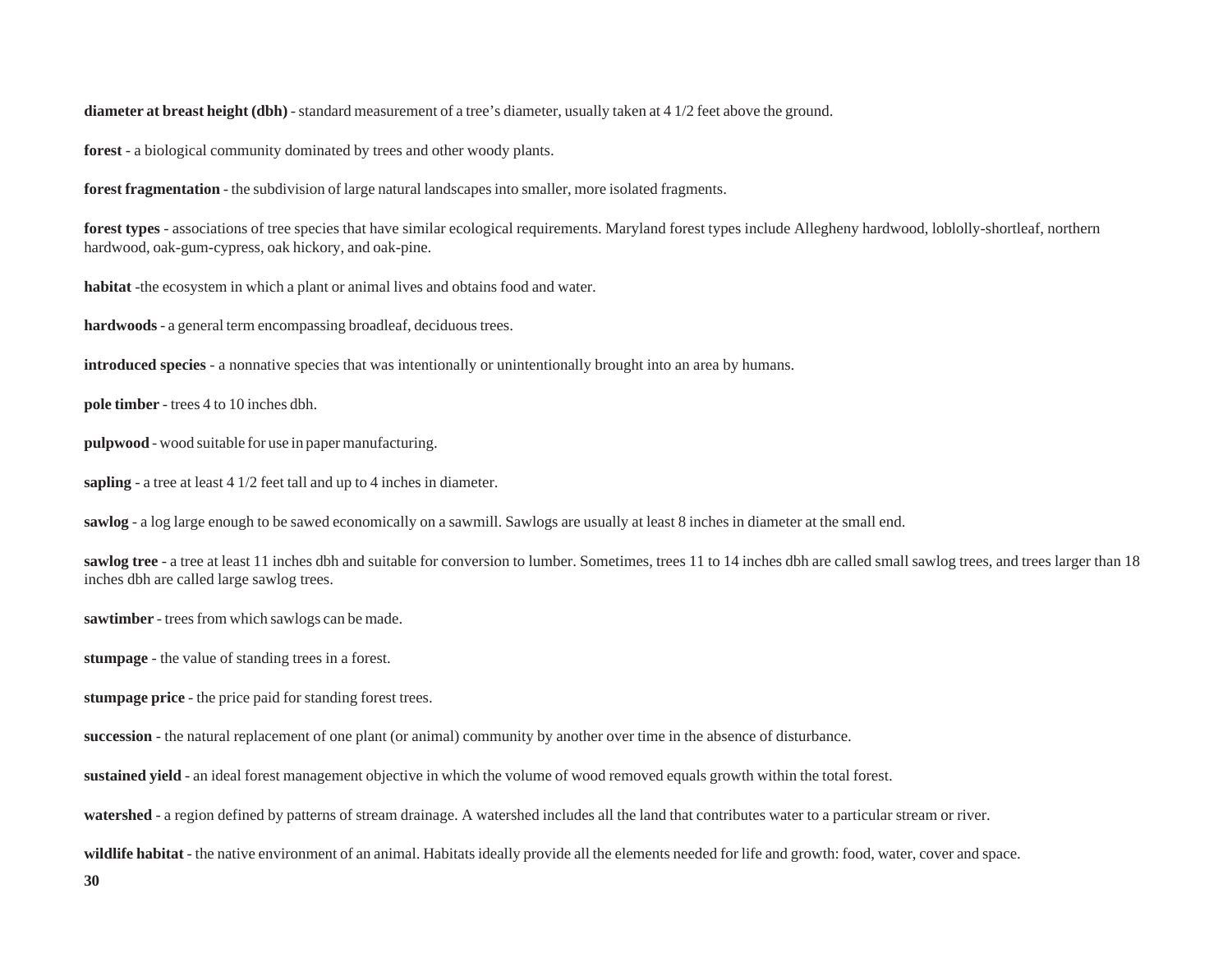**diameter at breast height (dbh)** - standard measurement of a tree's diameter, usually taken at 4 1/2 feet above the ground.

**forest** - a biological community dominated by trees and other woody plants.

**forest fragmentation** - the subdivision of large natural landscapes into smaller, more isolated fragments.

**forest types** - associations of tree species that have similar ecological requirements. Maryland forest types include Allegheny hardwood, loblolly-shortleaf, northern hardwood, oak-gum-cypress, oak hickory, and oak-pine.

**habitat** -the ecosystem in which a plant or animal lives and obtains food and water.

**hardwoods** - a general term encompassing broadleaf, deciduous trees.

**introduced species** - a nonnative species that was intentionally or unintentionally brought into an area by humans.

**pole timber** - trees 4 to 10 inches dbh.

**pulpwood** - wood suitable for use in paper manufacturing.

**sapling** - a tree at least 4 1/2 feet tall and up to 4 inches in diameter.

**sawlog** - a log large enough to be sawed economically on a sawmill. Sawlogs are usually at least 8 inches in diameter at the small end.

**sawlog tree** - a tree at least 11 inches dbh and suitable for conversion to lumber. Sometimes, trees 11 to 14 inches dbh are called small sawlog trees, and trees larger than 18 inches dbh are called large sawlog trees.

**sawtimber** - trees from which sawlogs can be made.

**stumpage** - the value of standing trees in a forest.

**stumpage price** - the price paid for standing forest trees.

**succession** - the natural replacement of one plant (or animal) community by another over time in the absence of disturbance.

**sustained yield** - an ideal forest management objective in which the volume of wood removed equals growth within the total forest.

**watershed** - a region defined by patterns of stream drainage. A watershed includes all the land that contributes water to a particular stream or river.

**wildlife habitat** - the native environment of an animal. Habitats ideally provide all the elements needed for life and growth: food, water, cover and space.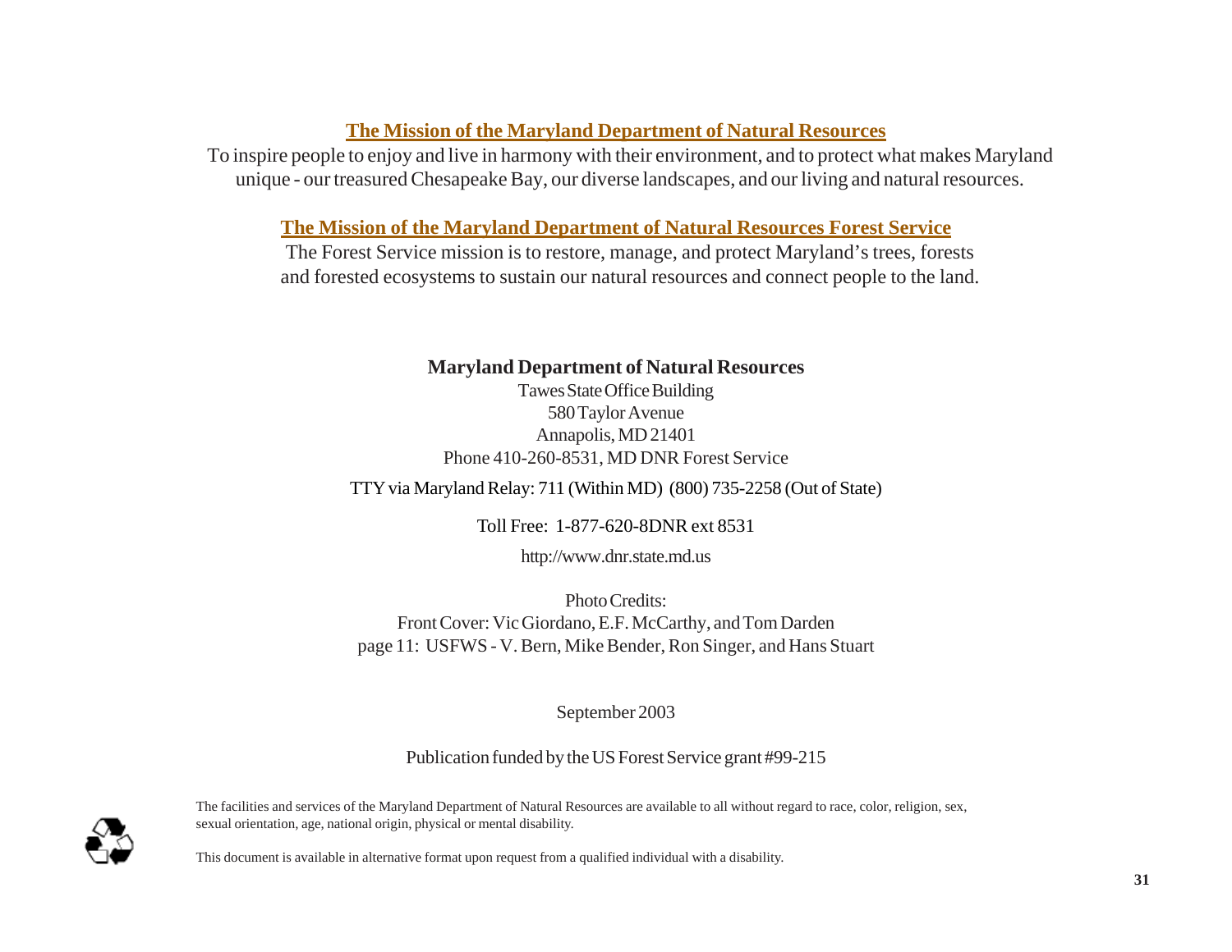## The Mission of the Maryland Department of Natural Resources

To inspire people to enjoy and live in harmony with their environment, and to protect what makes Maryland unique - our treasured Chesapeake Bay, our diverse landscapes, and our living and natural resources.

## The Mission of the Maryland Department of Natural Resources Forest Service

The Forest Service mission is to restore, manage, and protect Maryland's trees, forests and forested ecosystems to sustain our natural resources and connect people to the land.

**Maryland Department of Natural Resources**
Tawes State Office Building
580 Taylor Avenue
Annapolis, MD 21401
Phone 410-260-8531, MD DNR Forest Service

TTY via Maryland Relay: 711 (Within MD) (800) 735-2258 (Out of State)

Toll Free: 1-877-620-8DNR ext 8531

http://www.dnr.state.md.us

Photo Credits:
Front Cover: Vic Giordano, E.F. McCarthy, and Tom Darden
page 11: USFWS - V. Bern, Mike Bender, Ron Singer, and Hans Stuart

September 2003

Publication funded by the US Forest Service grant #99-215

The facilities and services of the Maryland Department of Natural Resources are available to all without regard to race, color, religion, sex, sexual orientation, age, national origin, physical or mental disability.

This document is available in alternative format upon request from a qualified individual with a disability.